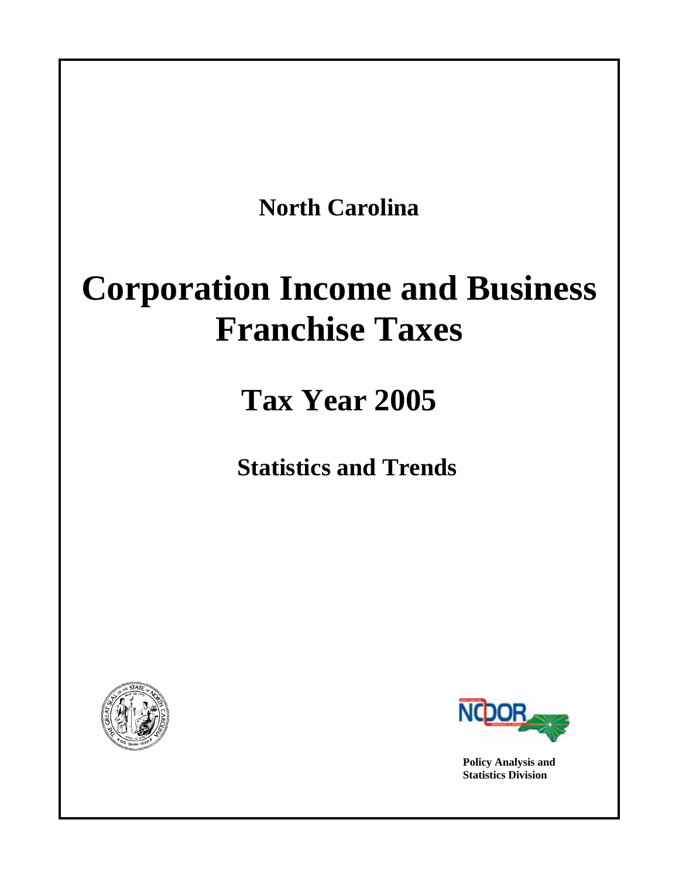**North Carolina**

# Corporation Income and Business Franchise Taxes

## Tax Year 2005

### Statistics and Trends

**Policy Analysis and Statistics Division**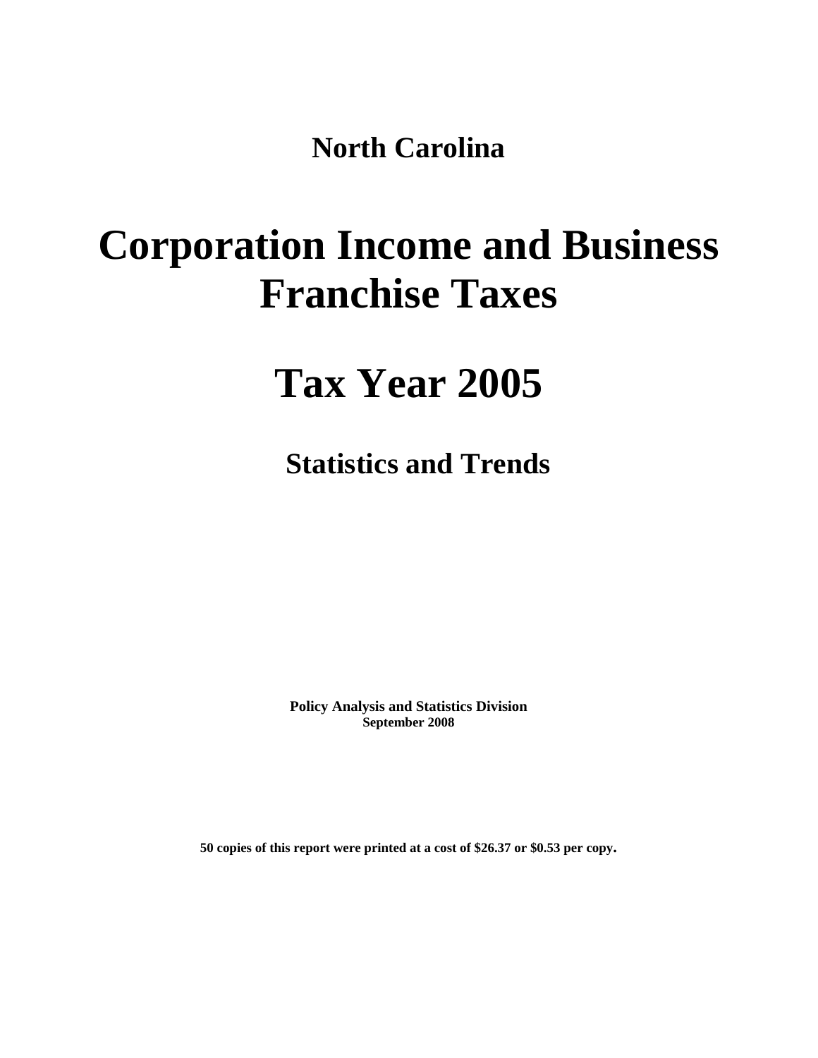**North Carolina**

# Corporation Income and Business Franchise Taxes

# Tax Year 2005

## Statistics and Trends

**Policy Analysis and Statistics Division**
**September 2008**

**50 copies of this report were printed at a cost of $26.37 or $0.53 per copy.**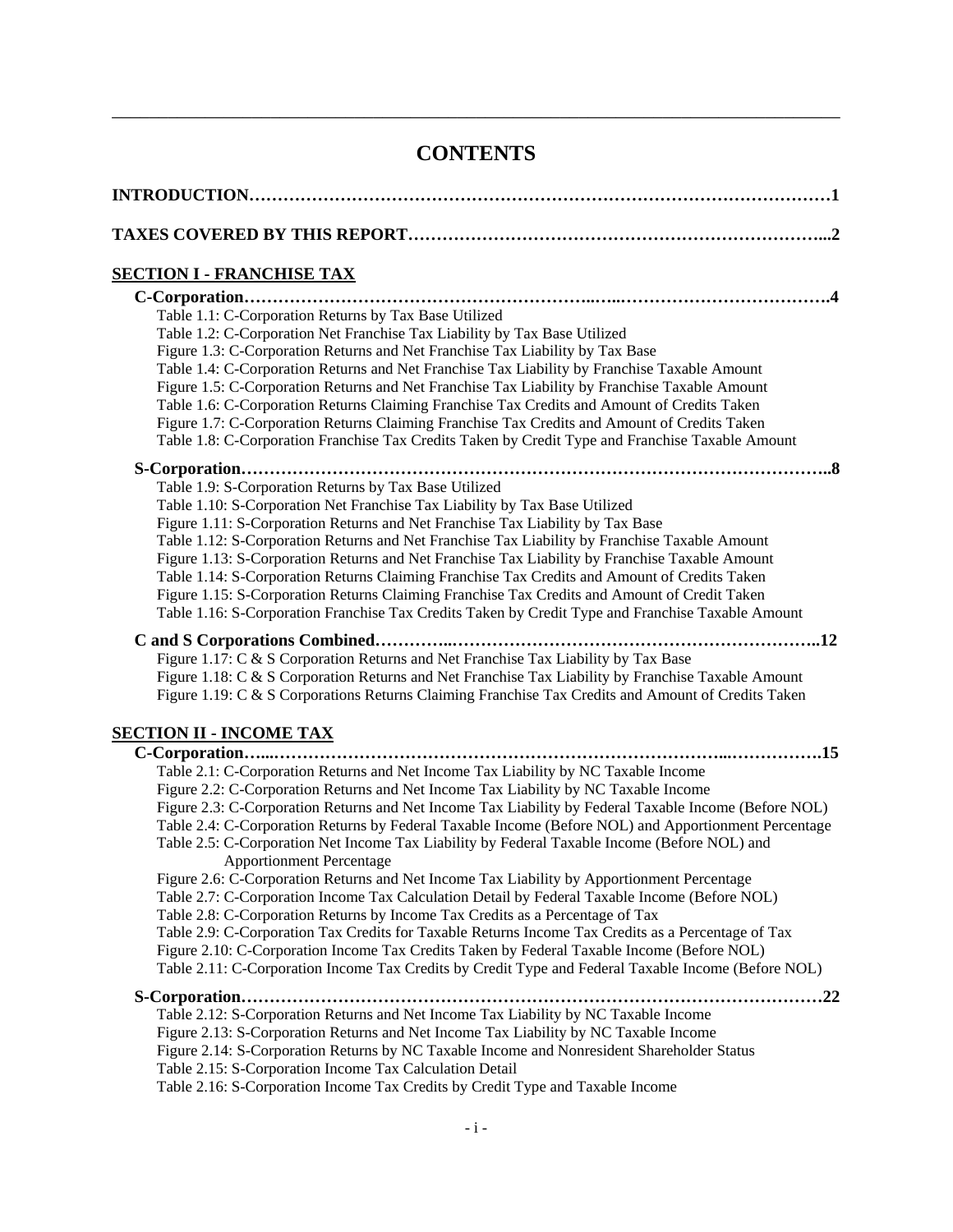# CONTENTS

**INTRODUCTION……………………………………………………………………………………………1**

**TAXES COVERED BY THIS REPORT………………………………………………………………...2**

## SECTION I - FRANCHISE TAX

**C-Corporation…………………………………………………..…..……………………………….4**

- Table 1.1: C-Corporation Returns by Tax Base Utilized
- Table 1.2: C-Corporation Net Franchise Tax Liability by Tax Base Utilized
- Figure 1.3: C-Corporation Returns and Net Franchise Tax Liability by Tax Base
- Table 1.4: C-Corporation Returns and Net Franchise Tax Liability by Franchise Taxable Amount
- Figure 1.5: C-Corporation Returns and Net Franchise Tax Liability by Franchise Taxable Amount
- Table 1.6: C-Corporation Returns Claiming Franchise Tax Credits and Amount of Credits Taken
- Figure 1.7: C-Corporation Returns Claiming Franchise Tax Credits and Amount of Credits Taken
- Table 1.8: C-Corporation Franchise Tax Credits Taken by Credit Type and Franchise Taxable Amount

**S-Corporation…………………………………………………………………………………………..8**

- Table 1.9: S-Corporation Returns by Tax Base Utilized
- Table 1.10: S-Corporation Net Franchise Tax Liability by Tax Base Utilized
- Figure 1.11: S-Corporation Returns and Net Franchise Tax Liability by Tax Base
- Table 1.12: S-Corporation Returns and Net Franchise Tax Liability by Franchise Taxable Amount
- Figure 1.13: S-Corporation Returns and Net Franchise Tax Liability by Franchise Taxable Amount
- Table 1.14: S-Corporation Returns Claiming Franchise Tax Credits and Amount of Credits Taken
- Figure 1.15: S-Corporation Returns Claiming Franchise Tax Credits and Amount of Credit Taken
- Table 1.16: S-Corporation Franchise Tax Credits Taken by Credit Type and Franchise Taxable Amount

**C and S Corporations Combined…………..………………………………………………………..12**

- Figure 1.17: C & S Corporation Returns and Net Franchise Tax Liability by Tax Base
- Figure 1.18: C & S Corporation Returns and Net Franchise Tax Liability by Franchise Taxable Amount
- Figure 1.19: C & S Corporations Returns Claiming Franchise Tax Credits and Amount of Credits Taken

## SECTION II - INCOME TAX

**C-Corporation…...……………………………………………………………………...…………….15**

- Table 2.1: C-Corporation Returns and Net Income Tax Liability by NC Taxable Income
- Figure 2.2: C-Corporation Returns and Net Income Tax Liability by NC Taxable Income
- Figure 2.3: C-Corporation Returns and Net Income Tax Liability by Federal Taxable Income (Before NOL)
- Table 2.4: C-Corporation Returns by Federal Taxable Income (Before NOL) and Apportionment Percentage
- Table 2.5: C-Corporation Net Income Tax Liability by Federal Taxable Income (Before NOL) and Apportionment Percentage
- Figure 2.6: C-Corporation Returns and Net Income Tax Liability by Apportionment Percentage
- Table 2.7: C-Corporation Income Tax Calculation Detail by Federal Taxable Income (Before NOL)
- Table 2.8: C-Corporation Returns by Income Tax Credits as a Percentage of Tax
- Table 2.9: C-Corporation Tax Credits for Taxable Returns Income Tax Credits as a Percentage of Tax
- Figure 2.10: C-Corporation Income Tax Credits Taken by Federal Taxable Income (Before NOL)
- Table 2.11: C-Corporation Income Tax Credits by Credit Type and Federal Taxable Income (Before NOL)

**S-Corporation…………………………………………………………………………………………22**

- Table 2.12: S-Corporation Returns and Net Income Tax Liability by NC Taxable Income
- Figure 2.13: S-Corporation Returns and Net Income Tax Liability by NC Taxable Income
- Figure 2.14: S-Corporation Returns by NC Taxable Income and Nonresident Shareholder Status
- Table 2.15: S-Corporation Income Tax Calculation Detail
- Table 2.16: S-Corporation Income Tax Credits by Credit Type and Taxable Income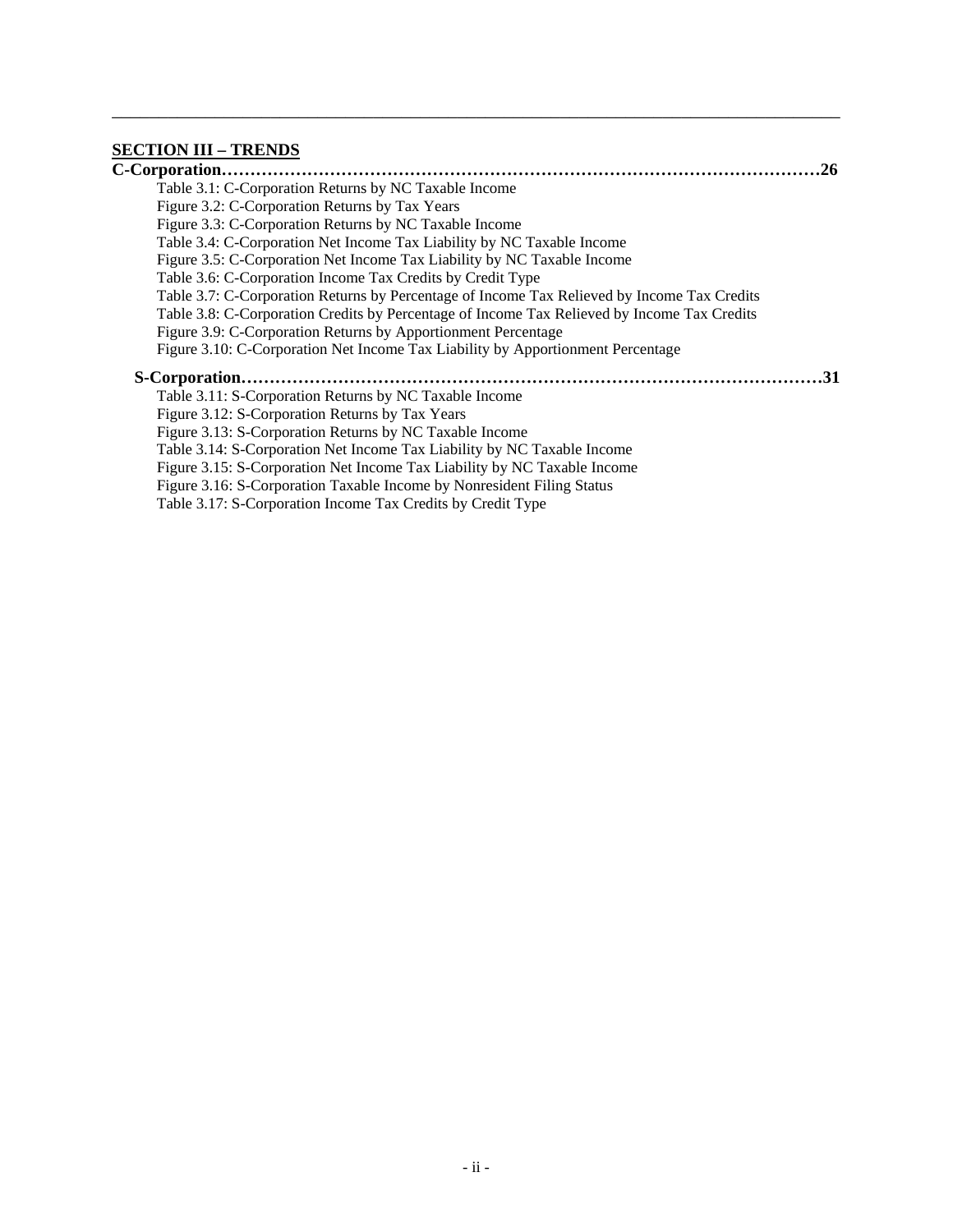## SECTION III – TRENDS

**C-Corporation…………………………………………………………………………………………26**

- Table 3.1: C-Corporation Returns by NC Taxable Income
- Figure 3.2: C-Corporation Returns by Tax Years
- Figure 3.3: C-Corporation Returns by NC Taxable Income
- Table 3.4: C-Corporation Net Income Tax Liability by NC Taxable Income
- Figure 3.5: C-Corporation Net Income Tax Liability by NC Taxable Income
- Table 3.6: C-Corporation Income Tax Credits by Credit Type
- Table 3.7: C-Corporation Returns by Percentage of Income Tax Relieved by Income Tax Credits
- Table 3.8: C-Corporation Credits by Percentage of Income Tax Relieved by Income Tax Credits
- Figure 3.9: C-Corporation Returns by Apportionment Percentage
- Figure 3.10: C-Corporation Net Income Tax Liability by Apportionment Percentage

**S-Corporation……………………………………………………………………………………………31**

- Table 3.11: S-Corporation Returns by NC Taxable Income
- Figure 3.12: S-Corporation Returns by Tax Years
- Figure 3.13: S-Corporation Returns by NC Taxable Income
- Table 3.14: S-Corporation Net Income Tax Liability by NC Taxable Income
- Figure 3.15: S-Corporation Net Income Tax Liability by NC Taxable Income
- Figure 3.16: S-Corporation Taxable Income by Nonresident Filing Status
- Table 3.17: S-Corporation Income Tax Credits by Credit Type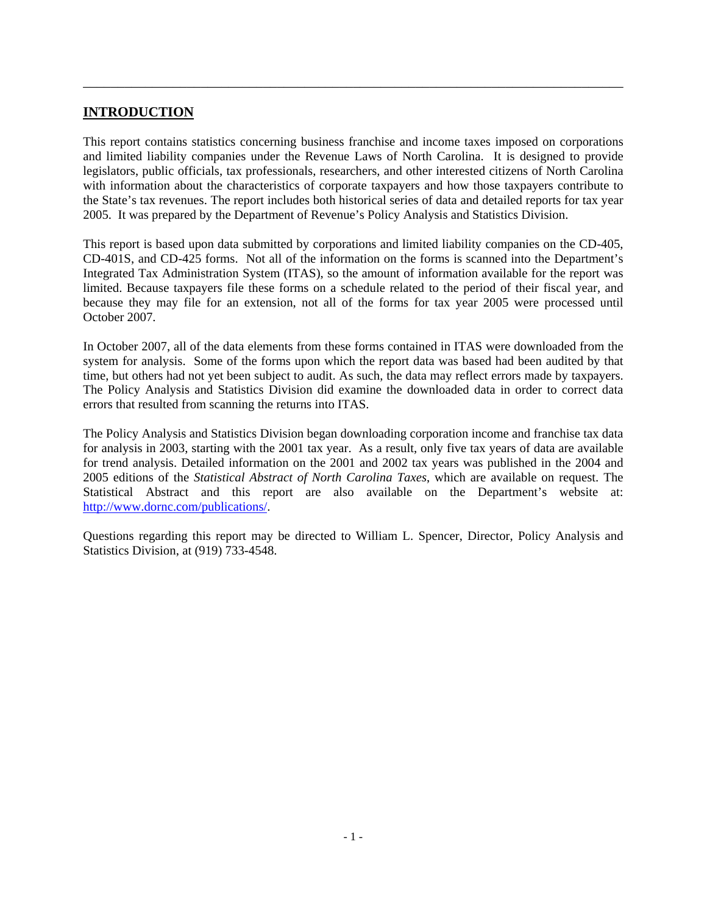## INTRODUCTION

This report contains statistics concerning business franchise and income taxes imposed on corporations and limited liability companies under the Revenue Laws of North Carolina. It is designed to provide legislators, public officials, tax professionals, researchers, and other interested citizens of North Carolina with information about the characteristics of corporate taxpayers and how those taxpayers contribute to the State's tax revenues. The report includes both historical series of data and detailed reports for tax year 2005. It was prepared by the Department of Revenue's Policy Analysis and Statistics Division.

This report is based upon data submitted by corporations and limited liability companies on the CD-405, CD-401S, and CD-425 forms. Not all of the information on the forms is scanned into the Department's Integrated Tax Administration System (ITAS), so the amount of information available for the report was limited. Because taxpayers file these forms on a schedule related to the period of their fiscal year, and because they may file for an extension, not all of the forms for tax year 2005 were processed until October 2007.

In October 2007, all of the data elements from these forms contained in ITAS were downloaded from the system for analysis. Some of the forms upon which the report data was based had been audited by that time, but others had not yet been subject to audit. As such, the data may reflect errors made by taxpayers. The Policy Analysis and Statistics Division did examine the downloaded data in order to correct data errors that resulted from scanning the returns into ITAS.

The Policy Analysis and Statistics Division began downloading corporation income and franchise tax data for analysis in 2003, starting with the 2001 tax year. As a result, only five tax years of data are available for trend analysis. Detailed information on the 2001 and 2002 tax years was published in the 2004 and 2005 editions of the *Statistical Abstract of North Carolina Taxes*, which are available on request. The Statistical Abstract and this report are also available on the Department's website at: http://www.dornc.com/publications/.

Questions regarding this report may be directed to William L. Spencer, Director, Policy Analysis and Statistics Division, at (919) 733-4548.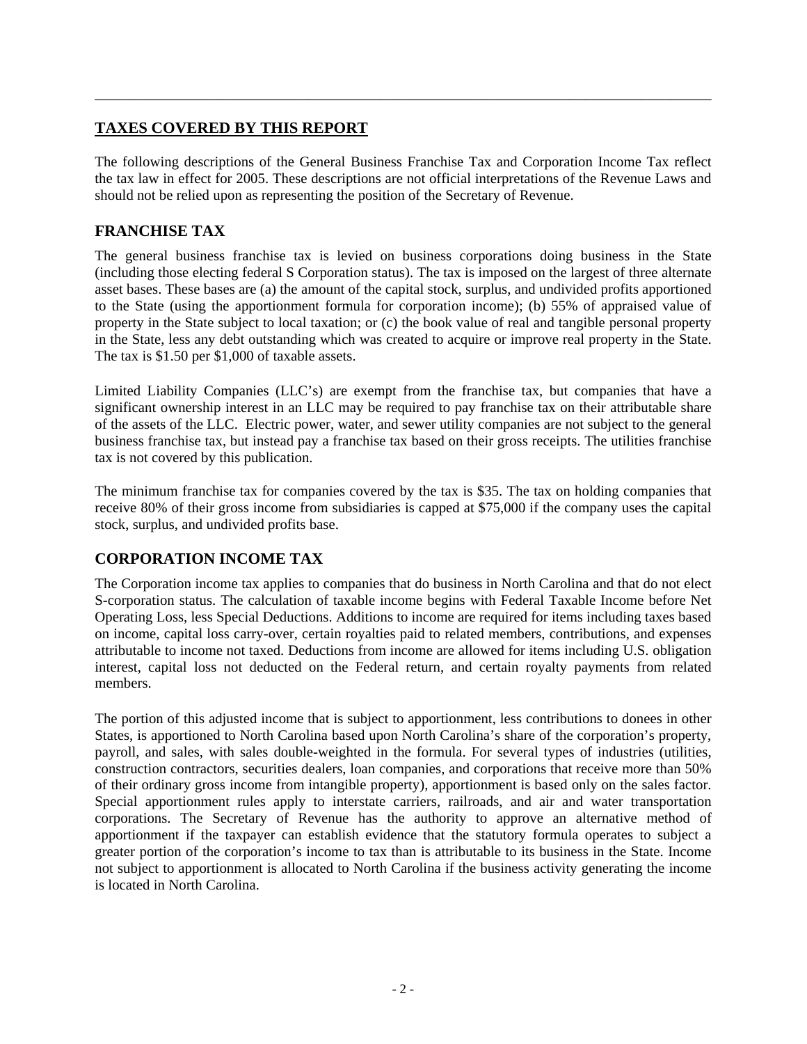## TAXES COVERED BY THIS REPORT

The following descriptions of the General Business Franchise Tax and Corporation Income Tax reflect the tax law in effect for 2005. These descriptions are not official interpretations of the Revenue Laws and should not be relied upon as representing the position of the Secretary of Revenue.

### FRANCHISE TAX

The general business franchise tax is levied on business corporations doing business in the State (including those electing federal S Corporation status). The tax is imposed on the largest of three alternate asset bases. These bases are (a) the amount of the capital stock, surplus, and undivided profits apportioned to the State (using the apportionment formula for corporation income); (b) 55% of appraised value of property in the State subject to local taxation; or (c) the book value of real and tangible personal property in the State, less any debt outstanding which was created to acquire or improve real property in the State. The tax is $1.50 per $1,000 of taxable assets.

Limited Liability Companies (LLC's) are exempt from the franchise tax, but companies that have a significant ownership interest in an LLC may be required to pay franchise tax on their attributable share of the assets of the LLC. Electric power, water, and sewer utility companies are not subject to the general business franchise tax, but instead pay a franchise tax based on their gross receipts. The utilities franchise tax is not covered by this publication.

The minimum franchise tax for companies covered by the tax is $35. The tax on holding companies that receive 80% of their gross income from subsidiaries is capped at $75,000 if the company uses the capital stock, surplus, and undivided profits base.

### CORPORATION INCOME TAX

The Corporation income tax applies to companies that do business in North Carolina and that do not elect S-corporation status. The calculation of taxable income begins with Federal Taxable Income before Net Operating Loss, less Special Deductions. Additions to income are required for items including taxes based on income, capital loss carry-over, certain royalties paid to related members, contributions, and expenses attributable to income not taxed. Deductions from income are allowed for items including U.S. obligation interest, capital loss not deducted on the Federal return, and certain royalty payments from related members.

The portion of this adjusted income that is subject to apportionment, less contributions to donees in other States, is apportioned to North Carolina based upon North Carolina's share of the corporation's property, payroll, and sales, with sales double-weighted in the formula. For several types of industries (utilities, construction contractors, securities dealers, loan companies, and corporations that receive more than 50% of their ordinary gross income from intangible property), apportionment is based only on the sales factor. Special apportionment rules apply to interstate carriers, railroads, and air and water transportation corporations. The Secretary of Revenue has the authority to approve an alternative method of apportionment if the taxpayer can establish evidence that the statutory formula operates to subject a greater portion of the corporation's income to tax than is attributable to its business in the State. Income not subject to apportionment is allocated to North Carolina if the business activity generating the income is located in North Carolina.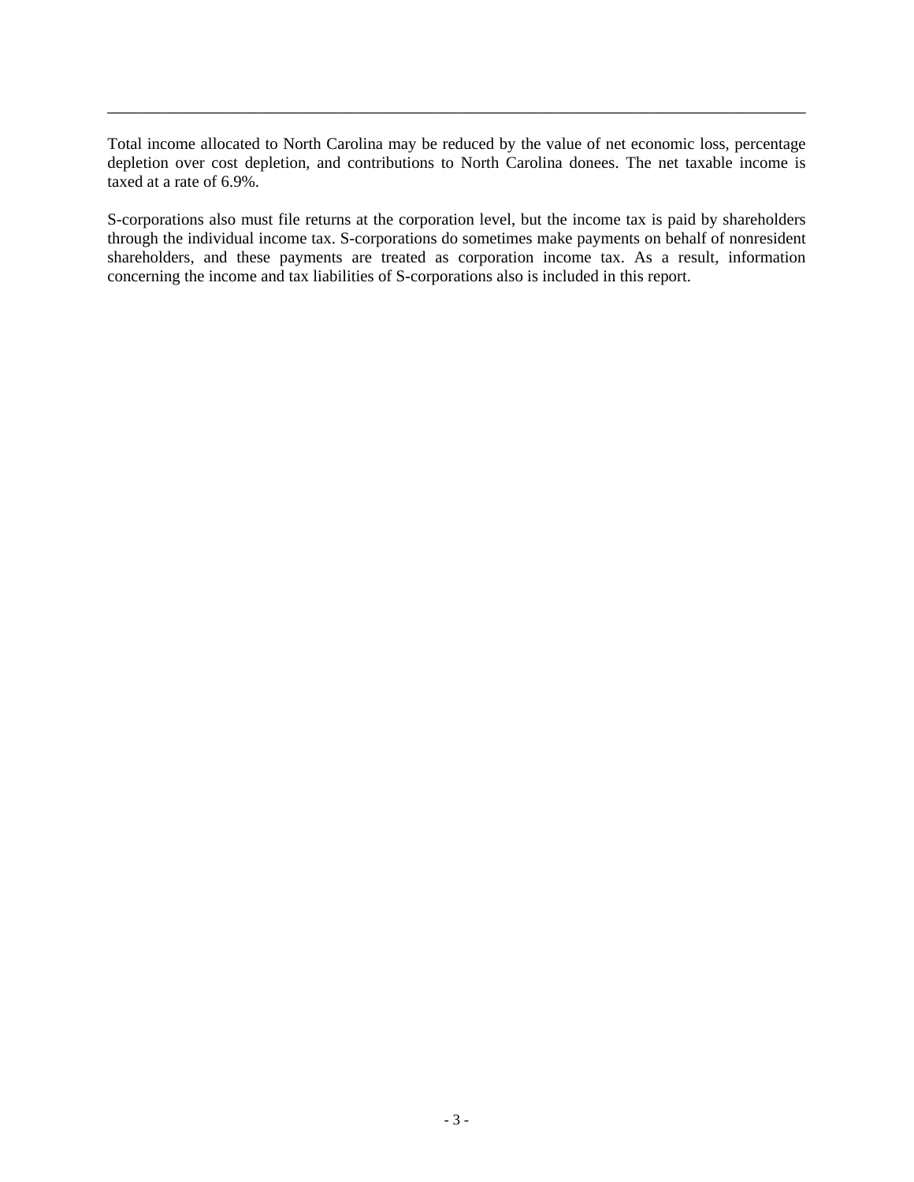Total income allocated to North Carolina may be reduced by the value of net economic loss, percentage depletion over cost depletion, and contributions to North Carolina donees. The net taxable income is taxed at a rate of 6.9%.

S-corporations also must file returns at the corporation level, but the income tax is paid by shareholders through the individual income tax. S-corporations do sometimes make payments on behalf of nonresident shareholders, and these payments are treated as corporation income tax. As a result, information concerning the income and tax liabilities of S-corporations also is included in this report.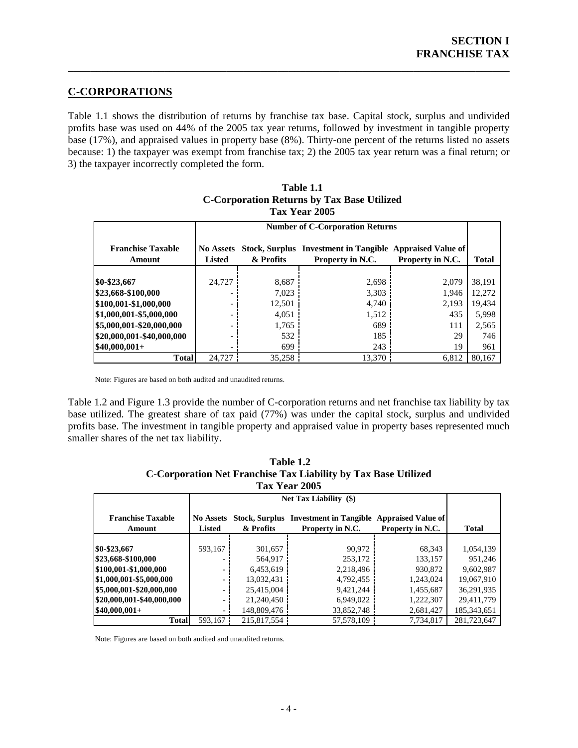## C-CORPORATIONS

Table 1.1 shows the distribution of returns by franchise tax base. Capital stock, surplus and undivided profits base was used on 44% of the 2005 tax year returns, followed by investment in tangible property base (17%), and appraised values in property base (8%). Thirty-one percent of the returns listed no assets because: 1) the taxpayer was exempt from franchise tax; 2) the 2005 tax year return was a final return; or 3) the taxpayer incorrectly completed the form.

**Table 1.1**
**C-Corporation Returns by Tax Base Utilized**
**Tax Year 2005**

| | Number of C-Corporation Returns | | | | |
|---|---|---|---|---|---|
| **Franchise Taxable Amount** | **No Assets Listed** | **Stock, Surplus & Profits** | **Investment in Tangible Property in N.C.** | **Appraised Value of Property in N.C.** | **Total** |
| $0-$23,667 | 24,727 | 8,687 | 2,698 | 2,079 | 38,191 |
| $23,668-$100,000 | - | 7,023 | 3,303 | 1,946 | 12,272 |
| $100,001-$1,000,000 | - | 12,501 | 4,740 | 2,193 | 19,434 |
| $1,000,001-$5,000,000 | - | 4,051 | 1,512 | 435 | 5,998 |
| $5,000,001-$20,000,000 | - | 1,765 | 689 | 111 | 2,565 |
| $20,000,001-$40,000,000 | - | 532 | 185 | 29 | 746 |
| $40,000,001+ | - | 699 | 243 | 19 | 961 |
| **Total** | 24,727 | 35,258 | 13,370 | 6,812 | 80,167 |

Note: Figures are based on both audited and unaudited returns.

Table 1.2 and Figure 1.3 provide the number of C-corporation returns and net franchise tax liability by tax base utilized. The greatest share of tax paid (77%) was under the capital stock, surplus and undivided profits base. The investment in tangible property and appraised value in property bases represented much smaller shares of the net tax liability.

**Table 1.2**
**C-Corporation Net Franchise Tax Liability by Tax Base Utilized**
**Tax Year 2005**

| | Net Tax Liability ($) | | | | |
|---|---|---|---|---|---|
| **Franchise Taxable Amount** | **No Assets Listed** | **Stock, Surplus & Profits** | **Investment in Tangible Property in N.C.** | **Appraised Value of Property in N.C.** | **Total** |
| $0-$23,667 | 593,167 | 301,657 | 90,972 | 68,343 | 1,054,139 |
| $23,668-$100,000 | - | 564,917 | 253,172 | 133,157 | 951,246 |
| $100,001-$1,000,000 | - | 6,453,619 | 2,218,496 | 930,872 | 9,602,987 |
| $1,000,001-$5,000,000 | - | 13,032,431 | 4,792,455 | 1,243,024 | 19,067,910 |
| $5,000,001-$20,000,000 | - | 25,415,004 | 9,421,244 | 1,455,687 | 36,291,935 |
| $20,000,001-$40,000,000 | - | 21,240,450 | 6,949,022 | 1,222,307 | 29,411,779 |
| $40,000,001+ | - | 148,809,476 | 33,852,748 | 2,681,427 | 185,343,651 |
| **Total** | 593,167 | 215,817,554 | 57,578,109 | 7,734,817 | 281,723,647 |

Note: Figures are based on both audited and unaudited returns.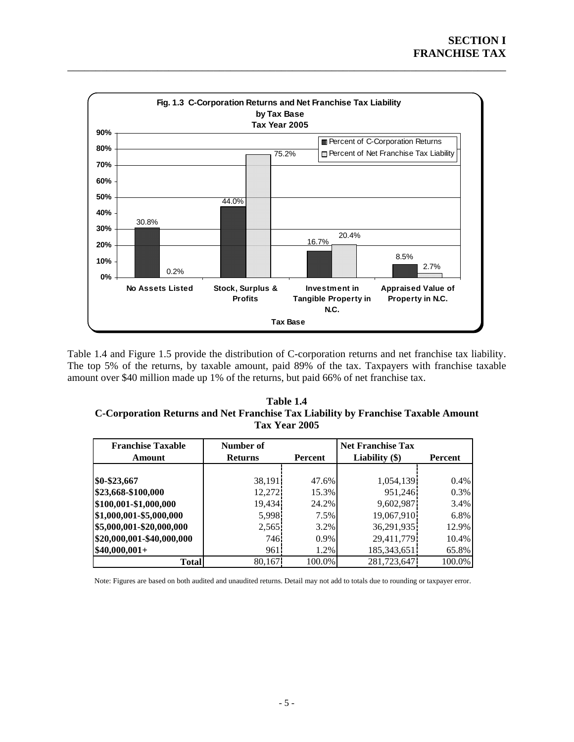**Fig. 1.3 C-Corporation Returns and Net Franchise Tax Liability by Tax Base Tax Year 2005**

| Tax Base | Percent of C-Corporation Returns | Percent of Net Franchise Tax Liability |
|---|---|---|
| No Assets Listed | 30.8% | 0.2% |
| Stock, Surplus & Profits | 44.0% | 75.2% |
| Investment in Tangible Property in N.C. | 16.7% | 20.4% |
| Appraised Value of Property in N.C. | 8.5% | 2.7% |

Table 1.4 and Figure 1.5 provide the distribution of C-corporation returns and net franchise tax liability. The top 5% of the returns, by taxable amount, paid 89% of the tax. Taxpayers with franchise taxable amount over \$40 million made up 1% of the returns, but paid 66% of net franchise tax.

**Table 1.4**
**C-Corporation Returns and Net Franchise Tax Liability by Franchise Taxable Amount**
**Tax Year 2005**

| Franchise Taxable Amount | Number of Returns | Percent | Net Franchise Tax Liability (\$) | Percent |
|---|---|---|---|---|
| \$0-\$23,667 | 38,191 | 47.6% | 1,054,139 | 0.4% |
| \$23,668-\$100,000 | 12,272 | 15.3% | 951,246 | 0.3% |
| \$100,001-\$1,000,000 | 19,434 | 24.2% | 9,602,987 | 3.4% |
| \$1,000,001-\$5,000,000 | 5,998 | 7.5% | 19,067,910 | 6.8% |
| \$5,000,001-\$20,000,000 | 2,565 | 3.2% | 36,291,935 | 12.9% |
| \$20,000,001-\$40,000,000 | 746 | 0.9% | 29,411,779 | 10.4% |
| \$40,000,001+ | 961 | 1.2% | 185,343,651 | 65.8% |
| **Total** | 80,167 | 100.0% | 281,723,647 | 100.0% |

Note: Figures are based on both audited and unaudited returns. Detail may not add to totals due to rounding or taxpayer error.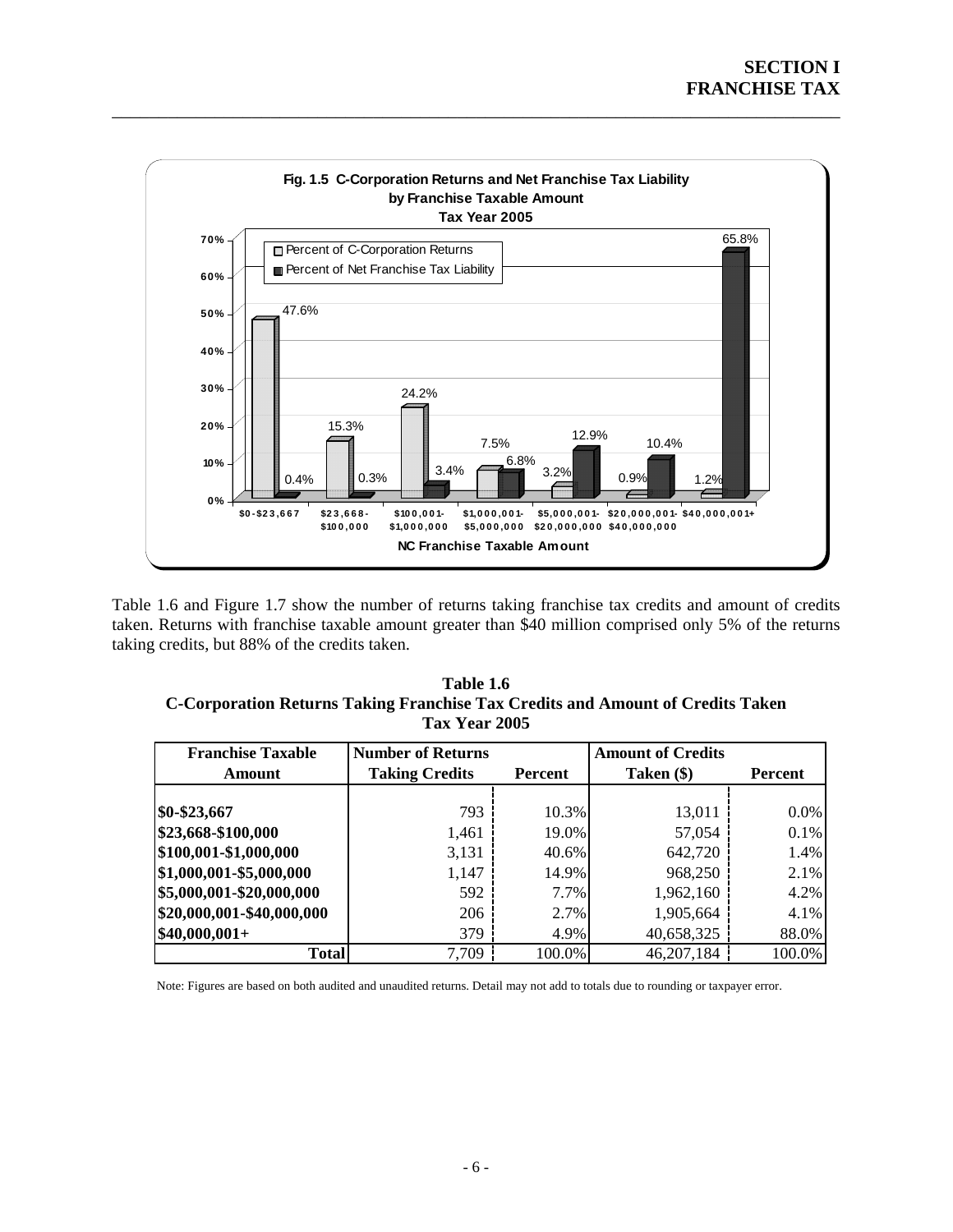**Fig. 1.5 C-Corporation Returns and Net Franchise Tax Liability by Franchise Taxable Amount Tax Year 2005**

| NC Franchise Taxable Amount | Percent of C-Corporation Returns | Percent of Net Franchise Tax Liability |
|---|---|---|
| $0-$23,667 | 47.6% | 0.4% |
| $23,668-$100,000 | 15.3% | 0.3% |
| $100,001-$1,000,000 | 24.2% | 3.4% |
| $1,000,001-$5,000,000 | 7.5% | 6.8% |
| $5,000,001-$20,000,000 | 3.2% | 12.9% |
| $20,000,001-$40,000,000 | 0.9% | 10.4% |
| $40,000,001+ | 1.2% | 65.8% |

Table 1.6 and Figure 1.7 show the number of returns taking franchise tax credits and amount of credits taken. Returns with franchise taxable amount greater than $40 million comprised only 5% of the returns taking credits, but 88% of the credits taken.

**Table 1.6**
**C-Corporation Returns Taking Franchise Tax Credits and Amount of Credits Taken**
**Tax Year 2005**

| Franchise Taxable Amount | Number of Returns Taking Credits | Percent | Amount of Credits Taken ($) | Percent |
|---|---|---|---|---|
| $0-$23,667 | 793 | 10.3% | 13,011 | 0.0% |
| $23,668-$100,000 | 1,461 | 19.0% | 57,054 | 0.1% |
| $100,001-$1,000,000 | 3,131 | 40.6% | 642,720 | 1.4% |
| $1,000,001-$5,000,000 | 1,147 | 14.9% | 968,250 | 2.1% |
| $5,000,001-$20,000,000 | 592 | 7.7% | 1,962,160 | 4.2% |
| $20,000,001-$40,000,000 | 206 | 2.7% | 1,905,664 | 4.1% |
| $40,000,001+ | 379 | 4.9% | 40,658,325 | 88.0% |
| **Total** | 7,709 | 100.0% | 46,207,184 | 100.0% |

Note: Figures are based on both audited and unaudited returns. Detail may not add to totals due to rounding or taxpayer error.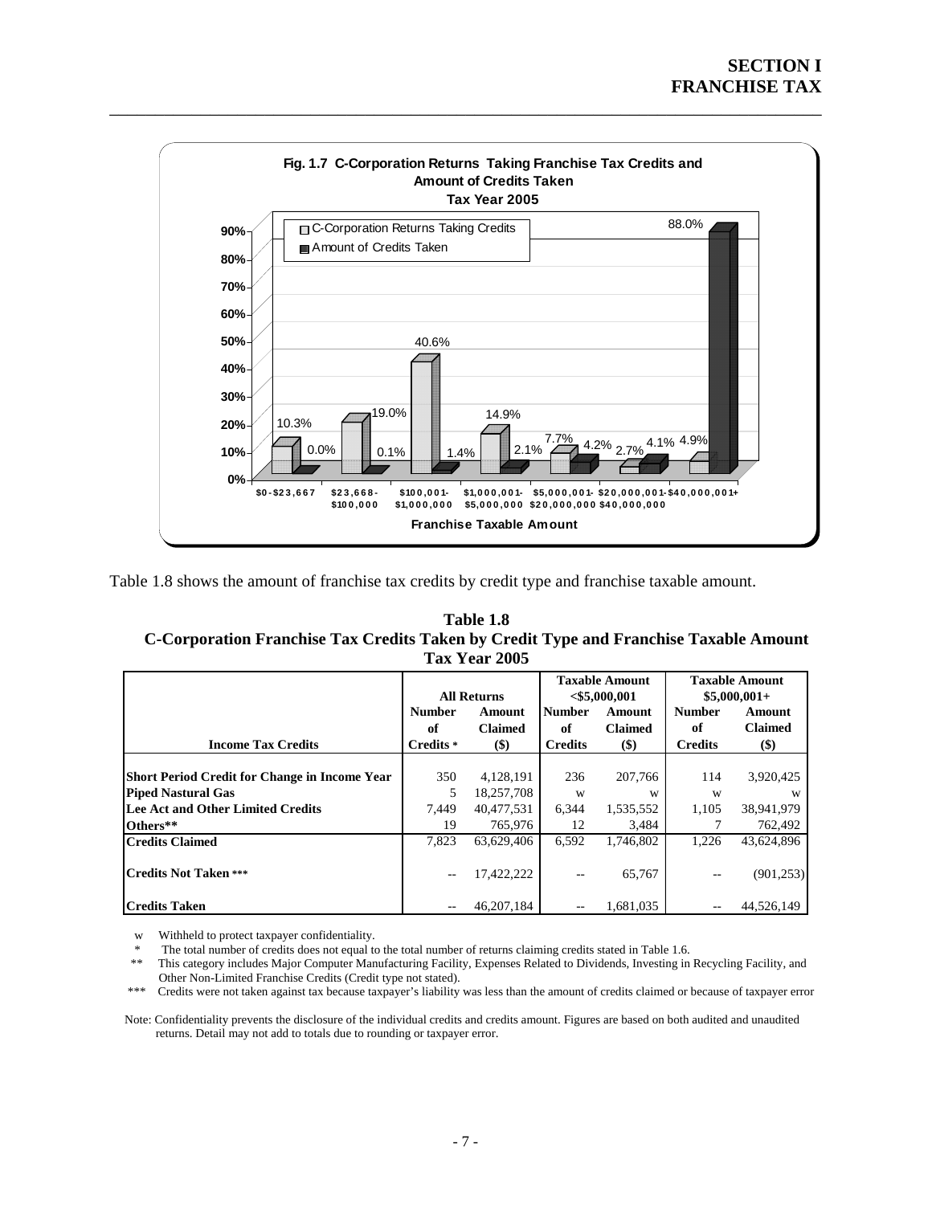**Fig. 1.7 C-Corporation Returns Taking Franchise Tax Credits and Amount of Credits Taken**
**Tax Year 2005**

| Franchise Taxable Amount | C-Corporation Returns Taking Credits | Amount of Credits Taken |
|---|---|---|
| $0-$23,667 | 10.3% | 0.0% |
| $23,668-$100,000 | 19.0% | 0.1% |
| $100,001-$1,000,000 | 40.6% | 1.4% |
| $1,000,001-$5,000,000 | 14.9% | 2.1% |
| $5,000,001-$20,000,000 | 7.7% | 4.2% |
| $20,000,001-$40,000,000 | 2.7% | 4.1% |
| $40,000,001+ | 4.9% | 88.0% |

Table 1.8 shows the amount of franchise tax credits by credit type and franchise taxable amount.

**Table 1.8**
**C-Corporation Franchise Tax Credits Taken by Credit Type and Franchise Taxable Amount**
**Tax Year 2005**

| | All Returns | | Taxable Amount <$5,000,001 | | Taxable Amount $5,000,001+ | |
|---|---|---|---|---|---|---|
| **Income Tax Credits** | **Number of Credits** * | **Amount Claimed ($)** | **Number of Credits** | **Amount Claimed ($)** | **Number of Credits** | **Amount Claimed ($)** |
| **Short Period Credit for Change in Income Year** | 350 | 4,128,191 | 236 | 207,766 | 114 | 3,920,425 |
| **Piped Nastural Gas** | 5 | 18,257,708 | w | w | w | w |
| **Lee Act and Other Limited Credits** | 7,449 | 40,477,531 | 6,344 | 1,535,552 | 1,105 | 38,941,979 |
| **Others**** | 19 | 765,976 | 12 | 3,484 | 7 | 762,492 |
| **Credits Claimed** | 7,823 | 63,629,406 | 6,592 | 1,746,802 | 1,226 | 43,624,896 |
| **Credits Not Taken ***** | -- | 17,422,222 | -- | 65,767 | -- | (901,253) |
| **Credits Taken** | -- | 46,207,184 | -- | 1,681,035 | -- | 44,526,149 |

w Withheld to protect taxpayer confidentiality.

\* The total number of credits does not equal to the total number of returns claiming credits stated in Table 1.6.

** This category includes Major Computer Manufacturing Facility, Expenses Related to Dividends, Investing in Recycling Facility, and Other Non-Limited Franchise Credits (Credit type not stated).

*** Credits were not taken against tax because taxpayer's liability was less than the amount of credits claimed or because of taxpayer error

Note: Confidentiality prevents the disclosure of the individual credits and credits amount. Figures are based on both audited and unaudited returns. Detail may not add to totals due to rounding or taxpayer error.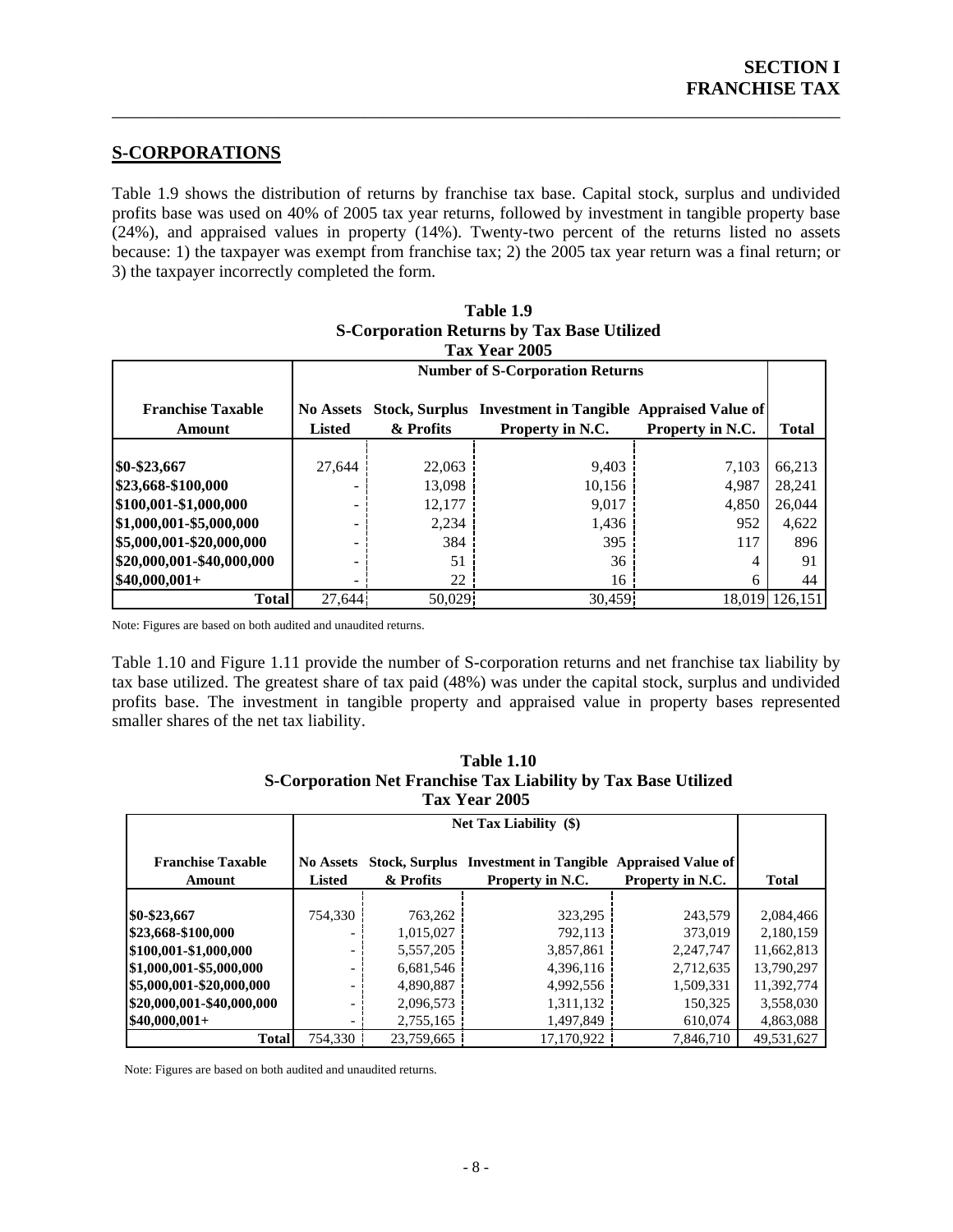## S-CORPORATIONS

Table 1.9 shows the distribution of returns by franchise tax base. Capital stock, surplus and undivided profits base was used on 40% of 2005 tax year returns, followed by investment in tangible property base (24%), and appraised values in property (14%). Twenty-two percent of the returns listed no assets because: 1) the taxpayer was exempt from franchise tax; 2) the 2005 tax year return was a final return; or 3) the taxpayer incorrectly completed the form.

**Table 1.9**
**S-Corporation Returns by Tax Base Utilized**
**Tax Year 2005**

| | Number of S-Corporation Returns | | | | |
|---|---|---|---|---|---|
| **Franchise Taxable Amount** | **No Assets Listed** | **Stock, Surplus & Profits** | **Investment in Tangible Property in N.C.** | **Appraised Value of Property in N.C.** | **Total** |
| $0-$23,667 | 27,644 | 22,063 | 9,403 | 7,103 | 66,213 |
| $23,668-$100,000 | - | 13,098 | 10,156 | 4,987 | 28,241 |
| $100,001-$1,000,000 | - | 12,177 | 9,017 | 4,850 | 26,044 |
| $1,000,001-$5,000,000 | - | 2,234 | 1,436 | 952 | 4,622 |
| $5,000,001-$20,000,000 | - | 384 | 395 | 117 | 896 |
| $20,000,001-$40,000,000 | - | 51 | 36 | 4 | 91 |
| $40,000,001+ | - | 22 | 16 | 6 | 44 |
| **Total** | 27,644 | 50,029 | 30,459 | 18,019 | 126,151 |

Note: Figures are based on both audited and unaudited returns.

Table 1.10 and Figure 1.11 provide the number of S-corporation returns and net franchise tax liability by tax base utilized. The greatest share of tax paid (48%) was under the capital stock, surplus and undivided profits base. The investment in tangible property and appraised value in property bases represented smaller shares of the net tax liability.

**Table 1.10**
**S-Corporation Net Franchise Tax Liability by Tax Base Utilized**
**Tax Year 2005**

| | Net Tax Liability ($) | | | | |
|---|---|---|---|---|---|
| **Franchise Taxable Amount** | **No Assets Listed** | **Stock, Surplus & Profits** | **Investment in Tangible Property in N.C.** | **Appraised Value of Property in N.C.** | **Total** |
| $0-$23,667 | 754,330 | 763,262 | 323,295 | 243,579 | 2,084,466 |
| $23,668-$100,000 | - | 1,015,027 | 792,113 | 373,019 | 2,180,159 |
| $100,001-$1,000,000 | - | 5,557,205 | 3,857,861 | 2,247,747 | 11,662,813 |
| $1,000,001-$5,000,000 | - | 6,681,546 | 4,396,116 | 2,712,635 | 13,790,297 |
| $5,000,001-$20,000,000 | - | 4,890,887 | 4,992,556 | 1,509,331 | 11,392,774 |
| $20,000,001-$40,000,000 | - | 2,096,573 | 1,311,132 | 150,325 | 3,558,030 |
| $40,000,001+ | - | 2,755,165 | 1,497,849 | 610,074 | 4,863,088 |
| **Total** | 754,330 | 23,759,665 | 17,170,922 | 7,846,710 | 49,531,627 |

Note: Figures are based on both audited and unaudited returns.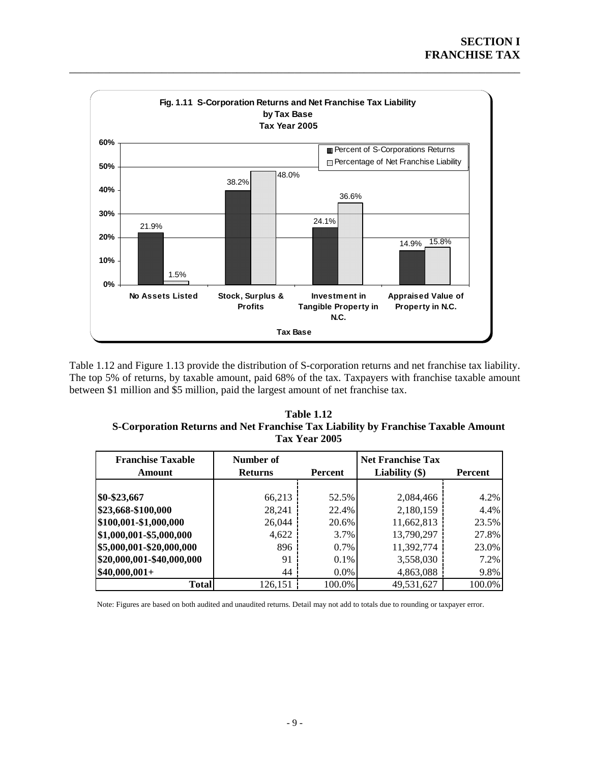**Fig. 1.11 S-Corporation Returns and Net Franchise Tax Liability by Tax Base Tax Year 2005**

| Tax Base | Percent of S-Corporations Returns | Percentage of Net Franchise Liability |
|---|---|---|
| No Assets Listed | 21.9% | 1.5% |
| Stock, Surplus & Profits | 38.2% | 48.0% |
| Investment in Tangible Property in N.C. | 24.1% | 36.6% |
| Appraised Value of Property in N.C. | 14.9% | 15.8% |

Table 1.12 and Figure 1.13 provide the distribution of S-corporation returns and net franchise tax liability. The top 5% of returns, by taxable amount, paid 68% of the tax. Taxpayers with franchise taxable amount between $1 million and $5 million, paid the largest amount of net franchise tax.

**Table 1.12**
**S-Corporation Returns and Net Franchise Tax Liability by Franchise Taxable Amount**
**Tax Year 2005**

| Franchise Taxable Amount | Number of Returns | Percent | Net Franchise Tax Liability ($) | Percent |
|---|---|---|---|---|
| $0-$23,667 | 66,213 | 52.5% | 2,084,466 | 4.2% |
| $23,668-$100,000 | 28,241 | 22.4% | 2,180,159 | 4.4% |
| $100,001-$1,000,000 | 26,044 | 20.6% | 11,662,813 | 23.5% |
| $1,000,001-$5,000,000 | 4,622 | 3.7% | 13,790,297 | 27.8% |
| $5,000,001-$20,000,000 | 896 | 0.7% | 11,392,774 | 23.0% |
| $20,000,001-$40,000,000 | 91 | 0.1% | 3,558,030 | 7.2% |
| $40,000,001+ | 44 | 0.0% | 4,863,088 | 9.8% |
| **Total** | 126,151 | 100.0% | 49,531,627 | 100.0% |

Note: Figures are based on both audited and unaudited returns. Detail may not add to totals due to rounding or taxpayer error.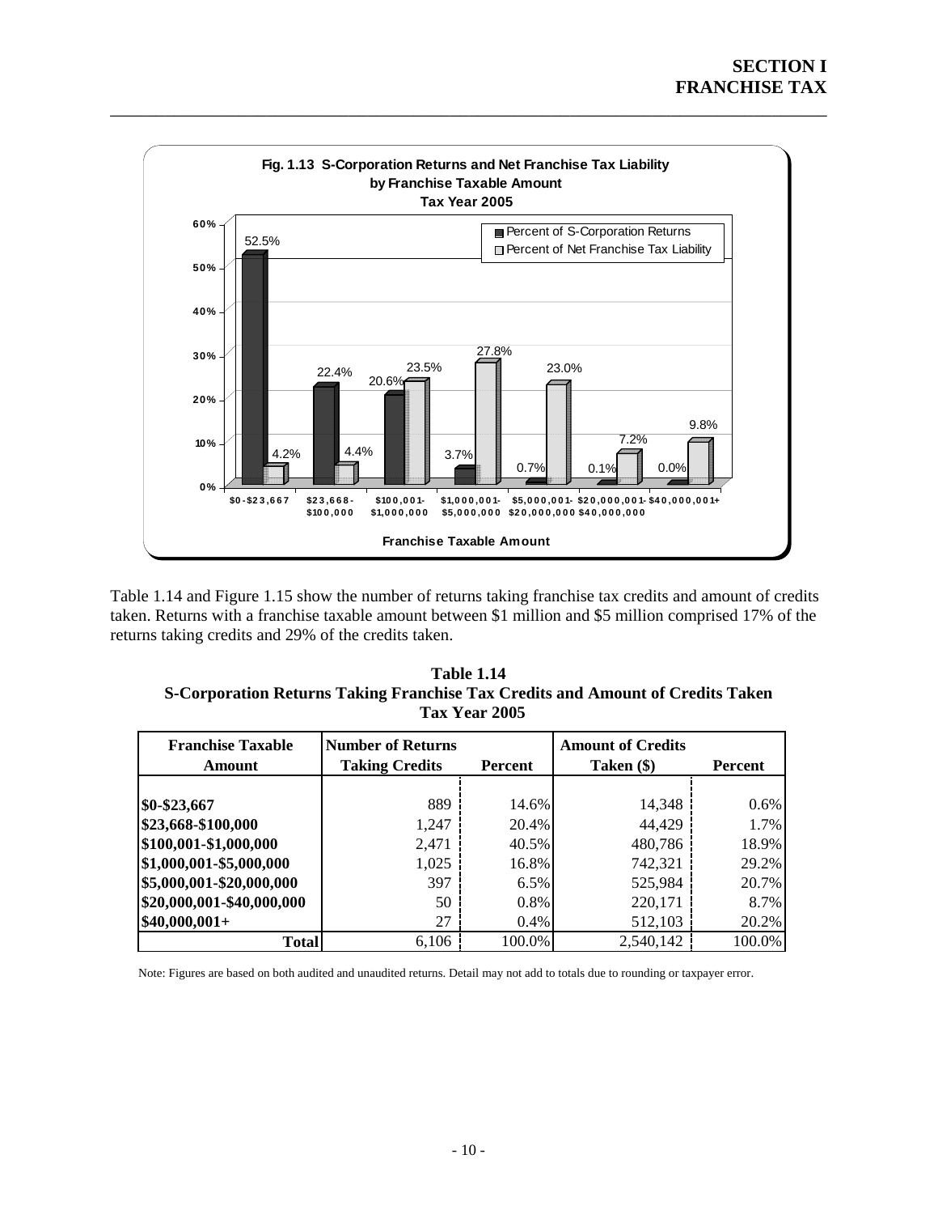**Fig. 1.13 S-Corporation Returns and Net Franchise Tax Liability by Franchise Taxable Amount Tax Year 2005**

| Franchise Taxable Amount | Percent of S-Corporation Returns | Percent of Net Franchise Tax Liability |
|---|---|---|
| $0-$23,667 | 52.5% | 4.2% |
| $23,668-$100,000 | 22.4% | 4.4% |
| $100,001-$1,000,000 | 20.6% | 23.5% |
| $1,000,001-$5,000,000 | 3.7% | 27.8% |
| $5,000,001-$20,000,000 | 0.7% | 23.0% |
| $20,000,001-$40,000,000 | 0.1% | 7.2% |
| $40,000,001+ | 0.0% | 9.8% |

Table 1.14 and Figure 1.15 show the number of returns taking franchise tax credits and amount of credits taken. Returns with a franchise taxable amount between $1 million and $5 million comprised 17% of the returns taking credits and 29% of the credits taken.

**Table 1.14**
**S-Corporation Returns Taking Franchise Tax Credits and Amount of Credits Taken**
**Tax Year 2005**

| Franchise Taxable Amount | Number of Returns Taking Credits | Percent | Amount of Credits Taken ($) | Percent |
|---|---|---|---|---|
| $0-$23,667 | 889 | 14.6% | 14,348 | 0.6% |
| $23,668-$100,000 | 1,247 | 20.4% | 44,429 | 1.7% |
| $100,001-$1,000,000 | 2,471 | 40.5% | 480,786 | 18.9% |
| $1,000,001-$5,000,000 | 1,025 | 16.8% | 742,321 | 29.2% |
| $5,000,001-$20,000,000 | 397 | 6.5% | 525,984 | 20.7% |
| $20,000,001-$40,000,000 | 50 | 0.8% | 220,171 | 8.7% |
| $40,000,001+ | 27 | 0.4% | 512,103 | 20.2% |
| **Total** | 6,106 | 100.0% | 2,540,142 | 100.0% |

Note: Figures are based on both audited and unaudited returns. Detail may not add to totals due to rounding or taxpayer error.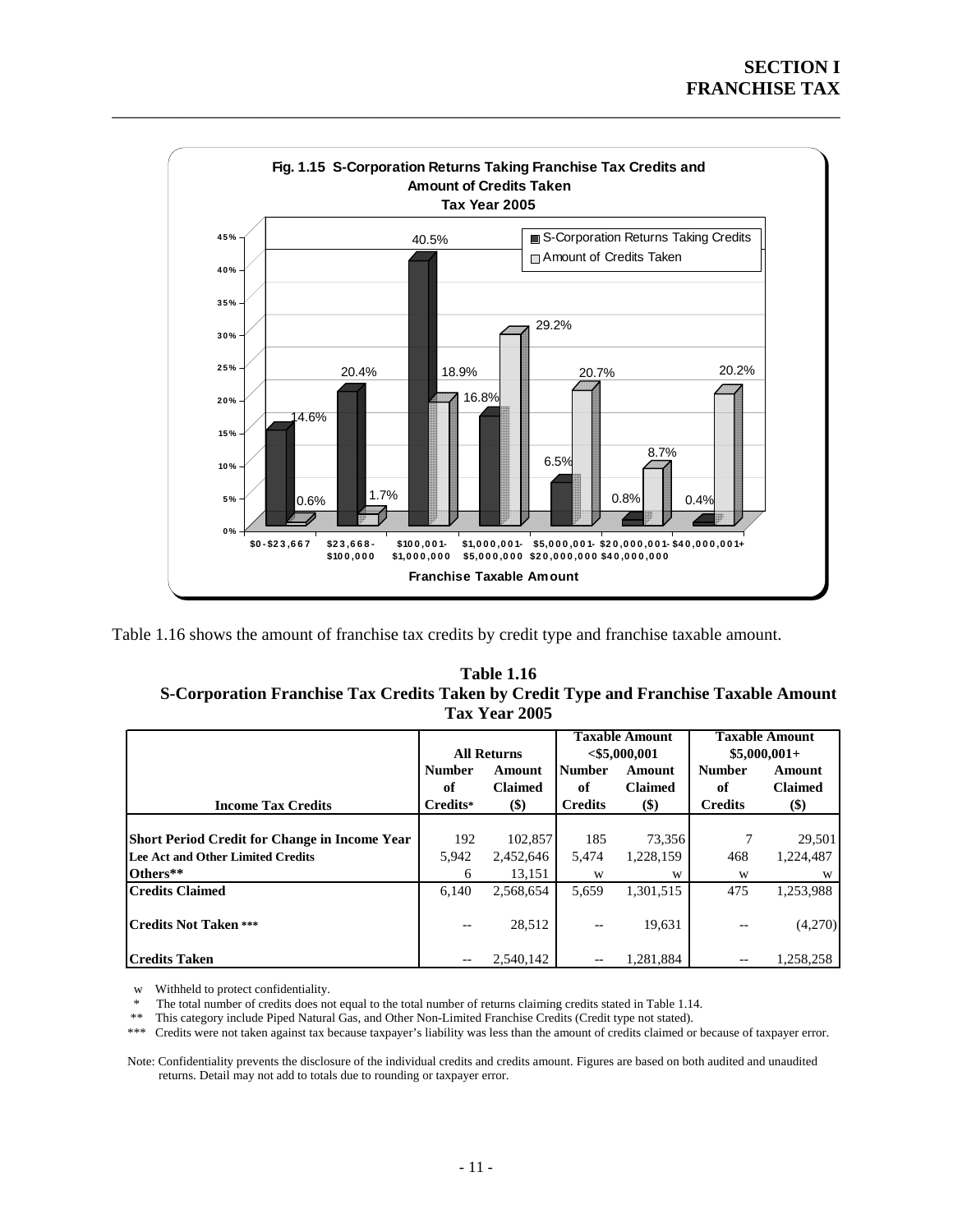**Fig. 1.15 S-Corporation Returns Taking Franchise Tax Credits and Amount of Credits Taken Tax Year 2005**

| Franchise Taxable Amount | S-Corporation Returns Taking Credits | Amount of Credits Taken |
|---|---|---|
| $0-$23,667 | 14.6% | 0.6% |
| $23,668-$100,000 | 20.4% | 1.7% |
| $100,001-$1,000,000 | 40.5% | 18.9% |
| $1,000,001-$5,000,000 | 16.8% | 29.2% |
| $5,000,001-$20,000,000 | 6.5% | 20.7% |
| $20,000,001-$40,000,000 | 0.8% | 8.7% |
| $40,000,001+ | 0.4% | 20.2% |

Table 1.16 shows the amount of franchise tax credits by credit type and franchise taxable amount.

**Table 1.16**
**S-Corporation Franchise Tax Credits Taken by Credit Type and Franchise Taxable Amount**
**Tax Year 2005**

| | All Returns | | Taxable Amount <$5,000,001 | | Taxable Amount $5,000,001+ | |
|---|---|---|---|---|---|---|
| **Income Tax Credits** | **Number of Credits*** | **Amount Claimed ($)** | **Number of Credits** | **Amount Claimed ($)** | **Number of Credits** | **Amount Claimed ($)** |
| **Short Period Credit for Change in Income Year** | 192 | 102,857 | 185 | 73,356 | 7 | 29,501 |
| **Lee Act and Other Limited Credits** | 5,942 | 2,452,646 | 5,474 | 1,228,159 | 468 | 1,224,487 |
| **Others**** | 6 | 13,151 | w | w | w | w |
| **Credits Claimed** | 6,140 | 2,568,654 | 5,659 | 1,301,515 | 475 | 1,253,988 |
| **Credits Not Taken ***** | -- | 28,512 | -- | 19,631 | -- | (4,270) |
| **Credits Taken** | -- | 2,540,142 | -- | 1,281,884 | -- | 1,258,258 |

w Withheld to protect confidentiality.
\* The total number of credits does not equal to the total number of returns claiming credits stated in Table 1.14.
\** This category include Piped Natural Gas, and Other Non-Limited Franchise Credits (Credit type not stated).
\*** Credits were not taken against tax because taxpayer's liability was less than the amount of credits claimed or because of taxpayer error.

Note: Confidentiality prevents the disclosure of the individual credits and credits amount. Figures are based on both audited and unaudited returns. Detail may not add to totals due to rounding or taxpayer error.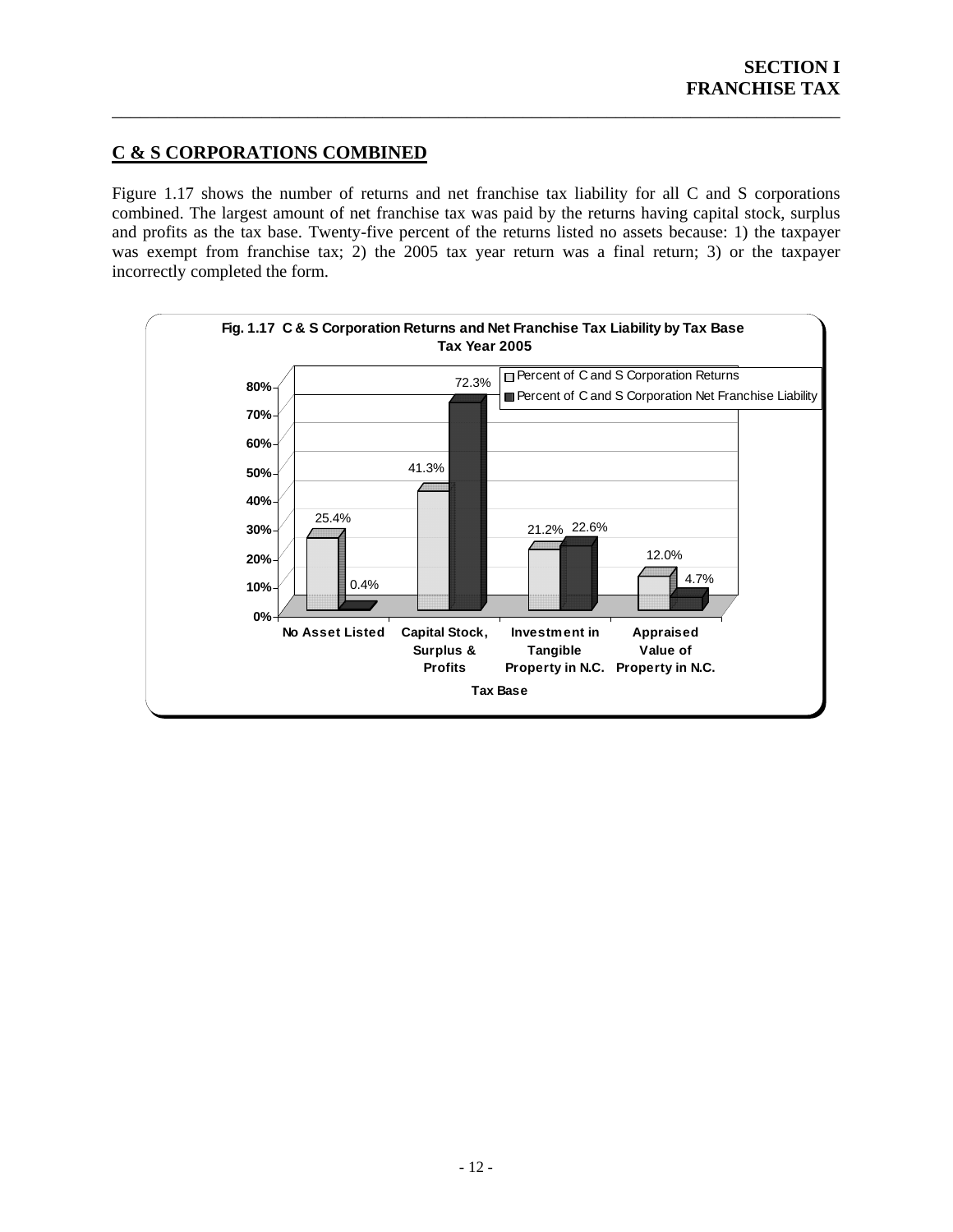## C & S CORPORATIONS COMBINED

Figure 1.17 shows the number of returns and net franchise tax liability for all C and S corporations combined. The largest amount of net franchise tax was paid by the returns having capital stock, surplus and profits as the tax base. Twenty-five percent of the returns listed no assets because: 1) the taxpayer was exempt from franchise tax; 2) the 2005 tax year return was a final return; 3) or the taxpayer incorrectly completed the form.

**Fig. 1.17 C & S Corporation Returns and Net Franchise Tax Liability by Tax Base**
**Tax Year 2005**

| Tax Base | Percent of C and S Corporation Returns | Percent of C and S Corporation Net Franchise Liability |
|---|---|---|
| No Asset Listed | 25.4% | 0.4% |
| Capital Stock, Surplus & Profits | 41.3% | 72.3% |
| Investment in Tangible Property in N.C. | 21.2% | 22.6% |
| Appraised Value of Property in N.C. | 12.0% | 4.7% |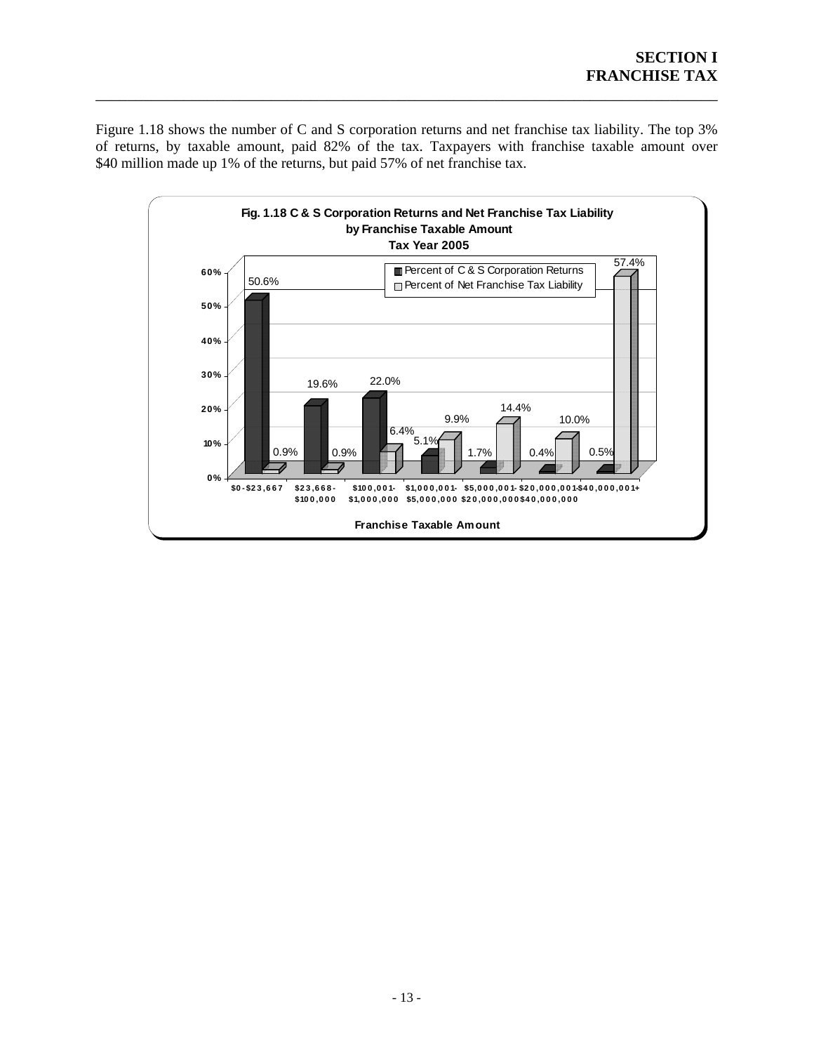Figure 1.18 shows the number of C and S corporation returns and net franchise tax liability. The top 3% of returns, by taxable amount, paid 82% of the tax. Taxpayers with franchise taxable amount over $40 million made up 1% of the returns, but paid 57% of net franchise tax.

**Fig. 1.18 C & S Corporation Returns and Net Franchise Tax Liability by Franchise Taxable Amount Tax Year 2005**

| Franchise Taxable Amount | Percent of C & S Corporation Returns | Percent of Net Franchise Tax Liability |
|---|---|---|
| $0-$23,667 | 50.6% | 0.9% |
| $23,668-$100,000 | 19.6% | 0.9% |
| $100,001-$1,000,000 | 22.0% | 6.4% |
| $1,000,001-$5,000,000 | 5.1% | 9.9% |
| $5,000,001-$20,000,000 | 1.7% | 14.4% |
| $20,000,001-$40,000,000 | 0.4% | 10.0% |
| $40,000,001+ | 0.5% | 57.4% |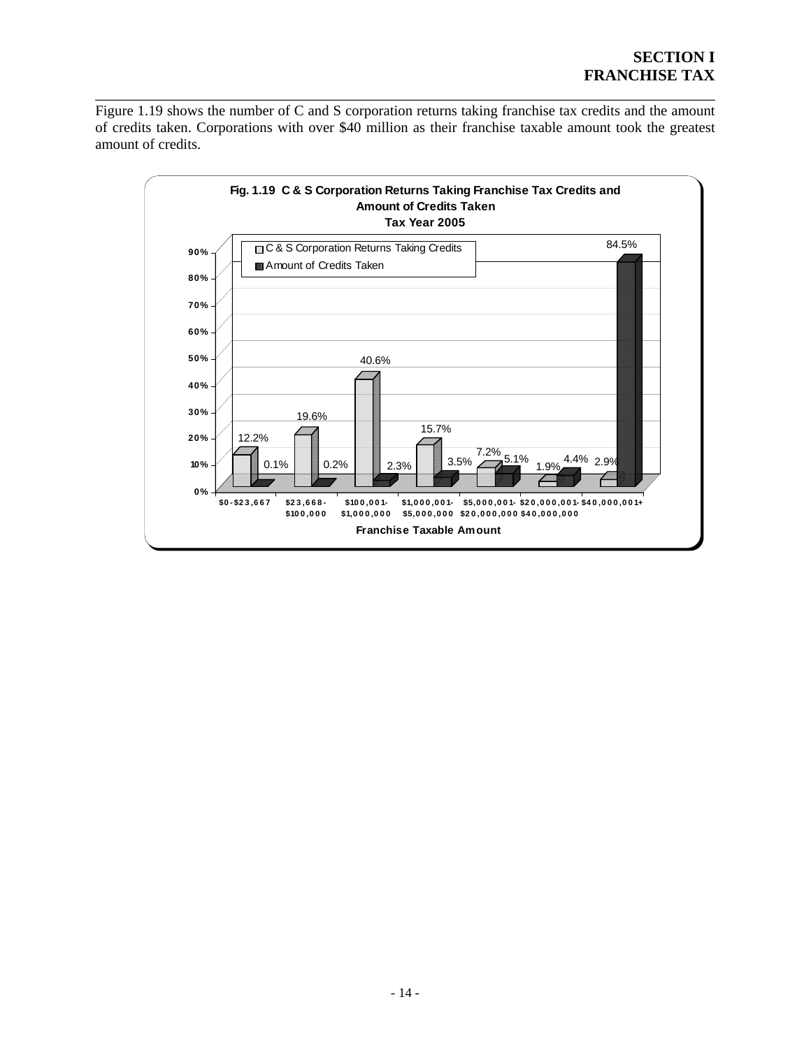Figure 1.19 shows the number of C and S corporation returns taking franchise tax credits and the amount of credits taken. Corporations with over $40 million as their franchise taxable amount took the greatest amount of credits.

**Fig. 1.19 C & S Corporation Returns Taking Franchise Tax Credits and Amount of Credits Taken**
**Tax Year 2005**

| Franchise Taxable Amount | C & S Corporation Returns Taking Credits | Amount of Credits Taken |
|---|---|---|
| $0-$23,667 | 12.2% | 0.1% |
| $23,668-$100,000 | 19.6% | 0.2% |
| $100,001-$1,000,000 | 40.6% | 2.3% |
| $1,000,001-$5,000,000 | 15.7% | 3.5% |
| $5,000,001-$20,000,000 | 7.2% | 5.1% |
| $20,000,001-$40,000,000 | 1.9% | 4.4% |
| $40,000,001+ | 2.9% | 84.5% |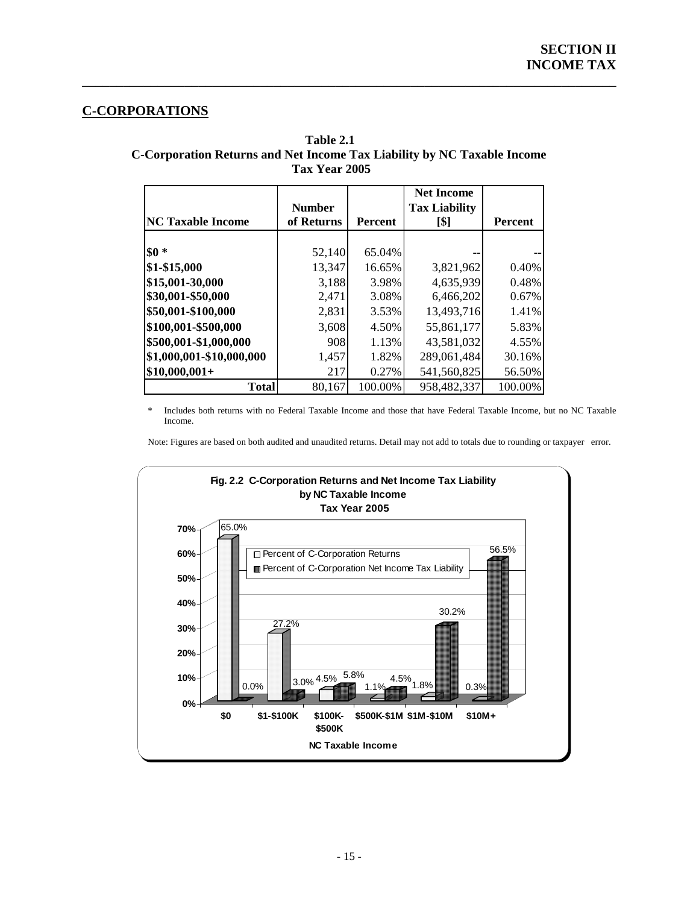## C-CORPORATIONS

**Table 2.1**
**C-Corporation Returns and Net Income Tax Liability by NC Taxable Income**
**Tax Year 2005**

| NC Taxable Income | Number of Returns | Percent | Net Income Tax Liability [$] | Percent |
|---|---|---|---|---|
| $0 * | 52,140 | 65.04% | -- | -- |
| $1-$15,000 | 13,347 | 16.65% | 3,821,962 | 0.40% |
| $15,001-30,000 | 3,188 | 3.98% | 4,635,939 | 0.48% |
| $30,001-$50,000 | 2,471 | 3.08% | 6,466,202 | 0.67% |
| $50,001-$100,000 | 2,831 | 3.53% | 13,493,716 | 1.41% |
| $100,001-$500,000 | 3,608 | 4.50% | 55,861,177 | 5.83% |
| $500,001-$1,000,000 | 908 | 1.13% | 43,581,032 | 4.55% |
| $1,000,001-$10,000,000 | 1,457 | 1.82% | 289,061,484 | 30.16% |
| $10,000,001+ | 217 | 0.27% | 541,560,825 | 56.50% |
| **Total** | 80,167 | 100.00% | 958,482,337 | 100.00% |

\* Includes both returns with no Federal Taxable Income and those that have Federal Taxable Income, but no NC Taxable Income.

Note: Figures are based on both audited and unaudited returns. Detail may not add to totals due to rounding or taxpayer error.

**Fig. 2.2 C-Corporation Returns and Net Income Tax Liability by NC Taxable Income Tax Year 2005**

| NC Taxable Income | Percent of C-Corporation Returns | Percent of C-Corporation Net Income Tax Liability |
|---|---|---|
| $0 | 65.0% | 0.0% |
| $1-$100K | 27.2% | 3.0% |
| $100K-$500K | 4.5% | 5.8% |
| $500K-$1M | 1.1% | 4.5% |
| $1M-$10M | 1.8% | 30.2% |
| $10M+ | 0.3% | 56.5% |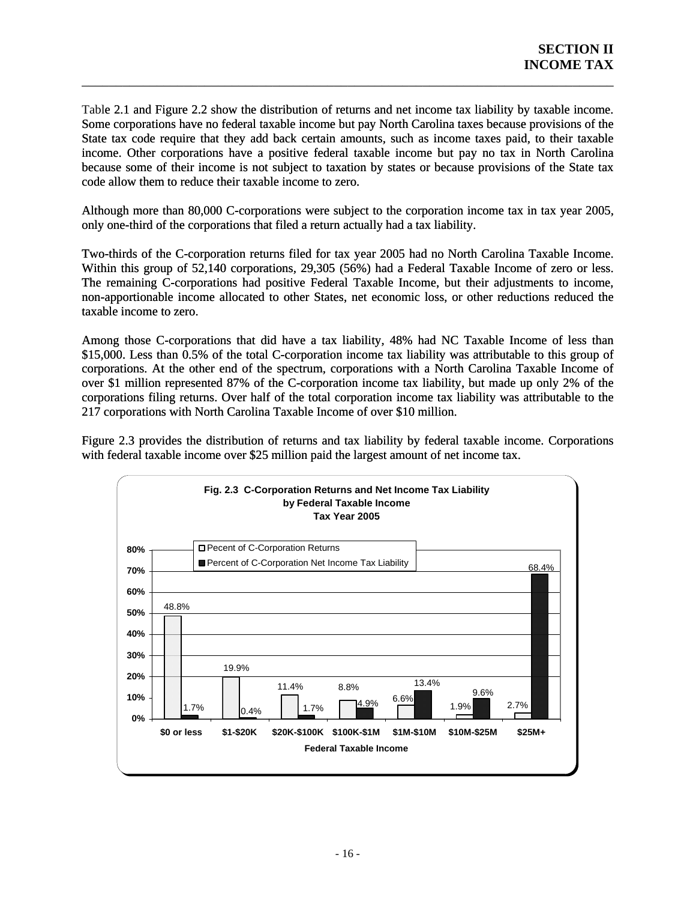Table 2.1 and Figure 2.2 show the distribution of returns and net income tax liability by taxable income. Some corporations have no federal taxable income but pay North Carolina taxes because provisions of the State tax code require that they add back certain amounts, such as income taxes paid, to their taxable income. Other corporations have a positive federal taxable income but pay no tax in North Carolina because some of their income is not subject to taxation by states or because provisions of the State tax code allow them to reduce their taxable income to zero.

Although more than 80,000 C-corporations were subject to the corporation income tax in tax year 2005, only one-third of the corporations that filed a return actually had a tax liability.

Two-thirds of the C-corporation returns filed for tax year 2005 had no North Carolina Taxable Income. Within this group of 52,140 corporations, 29,305 (56%) had a Federal Taxable Income of zero or less. The remaining C-corporations had positive Federal Taxable Income, but their adjustments to income, non-apportionable income allocated to other States, net economic loss, or other reductions reduced the taxable income to zero.

Among those C-corporations that did have a tax liability, 48% had NC Taxable Income of less than $15,000. Less than 0.5% of the total C-corporation income tax liability was attributable to this group of corporations. At the other end of the spectrum, corporations with a North Carolina Taxable Income of over $1 million represented 87% of the C-corporation income tax liability, but made up only 2% of the corporations filing returns. Over half of the total corporation income tax liability was attributable to the 217 corporations with North Carolina Taxable Income of over $10 million.

Figure 2.3 provides the distribution of returns and tax liability by federal taxable income. Corporations with federal taxable income over $25 million paid the largest amount of net income tax.

**Fig. 2.3 C-Corporation Returns and Net Income Tax Liability by Federal Taxable Income Tax Year 2005**

| Federal Taxable Income | Pecent of C-Corporation Returns | Percent of C-Corporation Net Income Tax Liability |
|---|---|---|
| $0 or less | 48.8% | 1.7% |
| $1-$20K | 19.9% | 0.4% |
| $20K-$100K | 11.4% | 1.7% |
| $100K-$1M | 8.8% | 4.9% |
| $1M-$10M | 6.6% | 13.4% |
| $10M-$25M | 1.9% | 9.6% |
| $25M+ | 2.7% | 68.4% |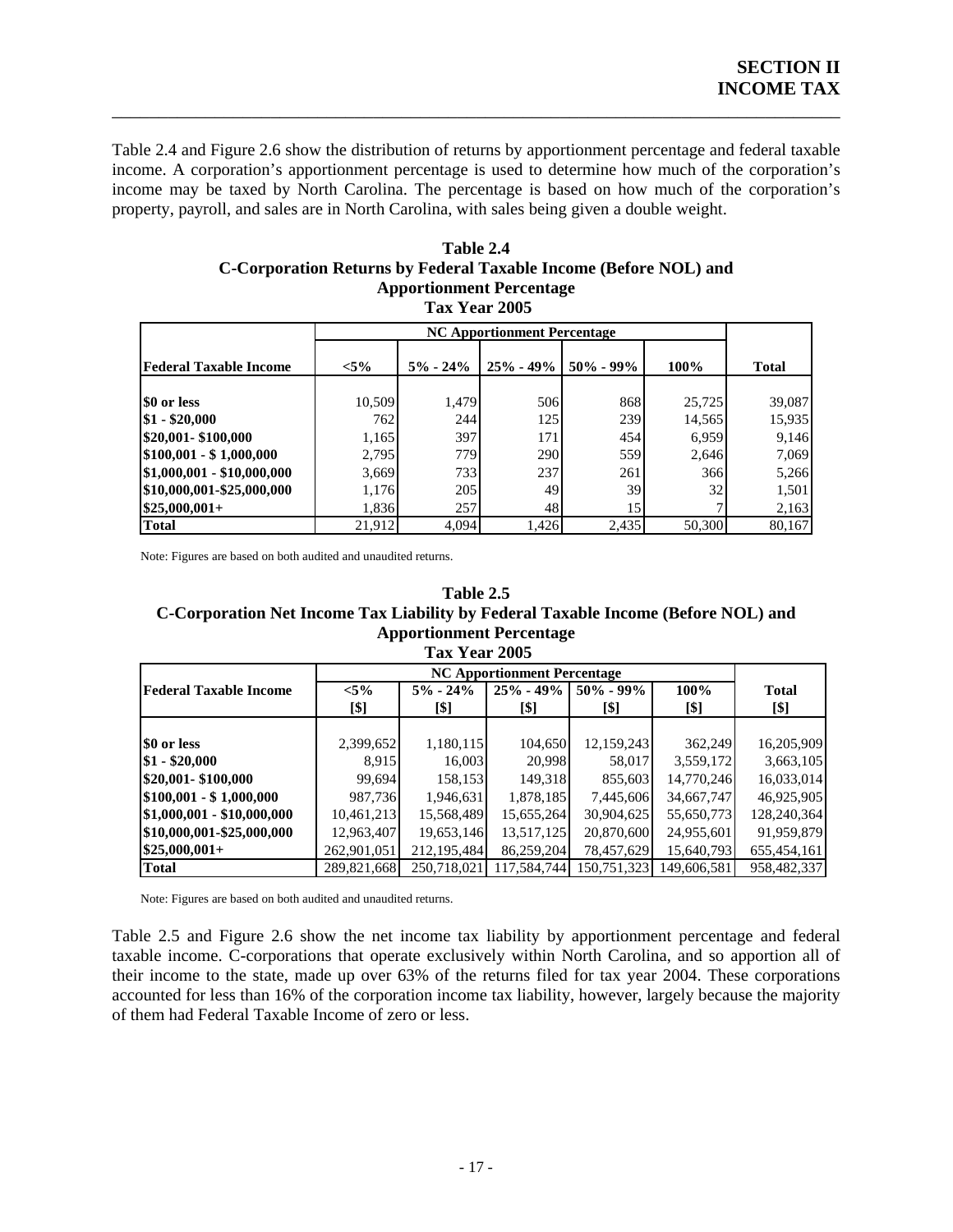Table 2.4 and Figure 2.6 show the distribution of returns by apportionment percentage and federal taxable income. A corporation's apportionment percentage is used to determine how much of the corporation's income may be taxed by North Carolina. The percentage is based on how much of the corporation's property, payroll, and sales are in North Carolina, with sales being given a double weight.

**Table 2.4**
**C-Corporation Returns by Federal Taxable Income (Before NOL) and Apportionment Percentage**
**Tax Year 2005**

| | NC Apportionment Percentage | | | | | |
|---|---|---|---|---|---|---|
| **Federal Taxable Income** | **<5%** | **5% - 24%** | **25% - 49%** | **50% - 99%** | **100%** | **Total** |
| **$0 or less** | 10,509 | 1,479 | 506 | 868 | 25,725 | 39,087 |
| **$1 - $20,000** | 762 | 244 | 125 | 239 | 14,565 | 15,935 |
| **$20,001- $100,000** | 1,165 | 397 | 171 | 454 | 6,959 | 9,146 |
| **$100,001 - $ 1,000,000** | 2,795 | 779 | 290 | 559 | 2,646 | 7,069 |
| **$1,000,001 - $10,000,000** | 3,669 | 733 | 237 | 261 | 366 | 5,266 |
| **$10,000,001-$25,000,000** | 1,176 | 205 | 49 | 39 | 32 | 1,501 |
| **$25,000,001+** | 1,836 | 257 | 48 | 15 | 7 | 2,163 |
| **Total** | 21,912 | 4,094 | 1,426 | 2,435 | 50,300 | 80,167 |

Note: Figures are based on both audited and unaudited returns.

**Table 2.5**
**C-Corporation Net Income Tax Liability by Federal Taxable Income (Before NOL) and Apportionment Percentage**
**Tax Year 2005**

| | NC Apportionment Percentage | | | | | |
|---|---|---|---|---|---|---|
| **Federal Taxable Income** | **<5% [$]** | **5% - 24% [$]** | **25% - 49% [$]** | **50% - 99% [$]** | **100% [$]** | **Total [$]** |
| **$0 or less** | 2,399,652 | 1,180,115 | 104,650 | 12,159,243 | 362,249 | 16,205,909 |
| **$1 - $20,000** | 8,915 | 16,003 | 20,998 | 58,017 | 3,559,172 | 3,663,105 |
| **$20,001- $100,000** | 99,694 | 158,153 | 149,318 | 855,603 | 14,770,246 | 16,033,014 |
| **$100,001 - $ 1,000,000** | 987,736 | 1,946,631 | 1,878,185 | 7,445,606 | 34,667,747 | 46,925,905 |
| **$1,000,001 - $10,000,000** | 10,461,213 | 15,568,489 | 15,655,264 | 30,904,625 | 55,650,773 | 128,240,364 |
| **$10,000,001-$25,000,000** | 12,963,407 | 19,653,146 | 13,517,125 | 20,870,600 | 24,955,601 | 91,959,879 |
| **$25,000,001+** | 262,901,051 | 212,195,484 | 86,259,204 | 78,457,629 | 15,640,793 | 655,454,161 |
| **Total** | 289,821,668 | 250,718,021 | 117,584,744 | 150,751,323 | 149,606,581 | 958,482,337 |

Note: Figures are based on both audited and unaudited returns.

Table 2.5 and Figure 2.6 show the net income tax liability by apportionment percentage and federal taxable income. C-corporations that operate exclusively within North Carolina, and so apportion all of their income to the state, made up over 63% of the returns filed for tax year 2004. These corporations accounted for less than 16% of the corporation income tax liability, however, largely because the majority of them had Federal Taxable Income of zero or less.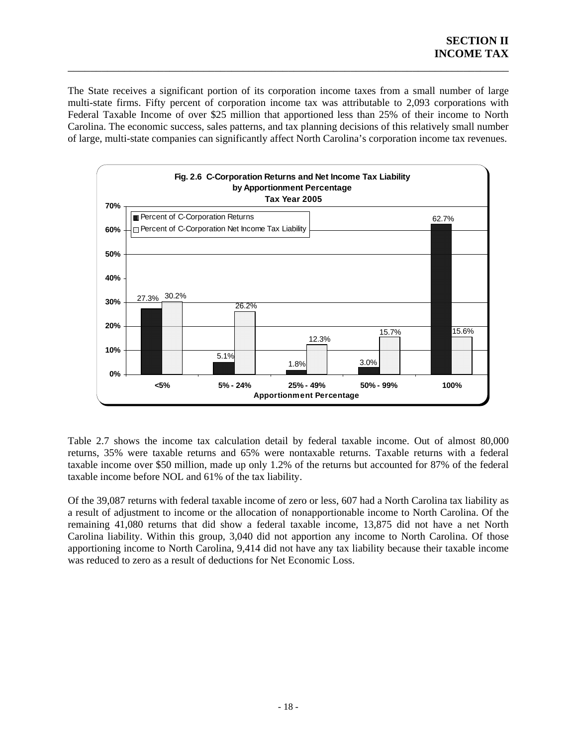The State receives a significant portion of its corporation income taxes from a small number of large multi-state firms. Fifty percent of corporation income tax was attributable to 2,093 corporations with Federal Taxable Income of over $25 million that apportioned less than 25% of their income to North Carolina. The economic success, sales patterns, and tax planning decisions of this relatively small number of large, multi-state companies can significantly affect North Carolina's corporation income tax revenues.

**Fig. 2.6 C-Corporation Returns and Net Income Tax Liability by Apportionment Percentage Tax Year 2005**

| Apportionment Percentage | Percent of C-Corporation Returns | Percent of C-Corporation Net Income Tax Liability |
|---|---|---|
| <5% | 27.3% | 30.2% |
| 5% - 24% | 5.1% | 26.2% |
| 25% - 49% | 1.8% | 12.3% |
| 50% - 99% | 3.0% | 15.7% |
| 100% | 62.7% | 15.6% |

Table 2.7 shows the income tax calculation detail by federal taxable income. Out of almost 80,000 returns, 35% were taxable returns and 65% were nontaxable returns. Taxable returns with a federal taxable income over $50 million, made up only 1.2% of the returns but accounted for 87% of the federal taxable income before NOL and 61% of the tax liability.

Of the 39,087 returns with federal taxable income of zero or less, 607 had a North Carolina tax liability as a result of adjustment to income or the allocation of nonapportionable income to North Carolina. Of the remaining 41,080 returns that did show a federal taxable income, 13,875 did not have a net North Carolina liability. Within this group, 3,040 did not apportion any income to North Carolina. Of those apportioning income to North Carolina, 9,414 did not have any tax liability because their taxable income was reduced to zero as a result of deductions for Net Economic Loss.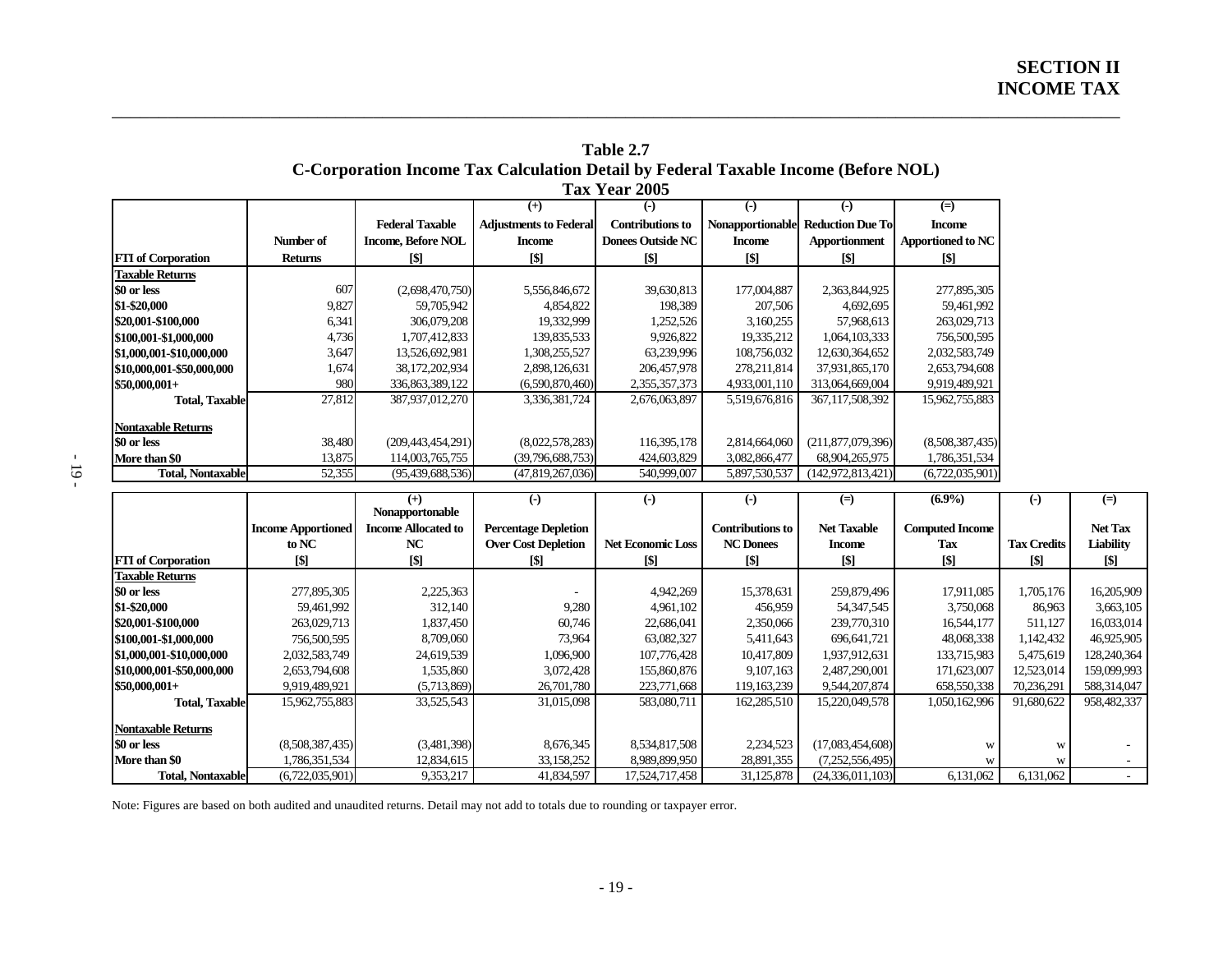**Table 2.7**
**C-Corporation Income Tax Calculation Detail by Federal Taxable Income (Before NOL)**
**Tax Year 2005**

| | | | (+) | (-) | (-) | (-) | (=) |
|---|---|---|---|---|---|---|---|
| FTI of Corporation | Number of Returns | Federal Taxable Income, Before NOL [$] | Adjustments to Federal Income [$] | Contributions to Donees Outside NC [$] | Nonapportionable Income [$] | Reduction Due To Apportionment [$] | Income Apportioned to NC [$] |
| **Taxable Returns** | | | | | | | |
| $0 or less | 607 | (2,698,470,750) | 5,556,846,672 | 39,630,813 | 177,004,887 | 2,363,844,925 | 277,895,305 |
| $1-$20,000 | 9,827 | 59,705,942 | 4,854,822 | 198,389 | 207,506 | 4,692,695 | 59,461,992 |
| $20,001-$100,000 | 6,341 | 306,079,208 | 19,332,999 | 1,252,526 | 3,160,255 | 57,968,613 | 263,029,713 |
| $100,001-$1,000,000 | 4,736 | 1,707,412,833 | 139,835,533 | 9,926,822 | 19,335,212 | 1,064,103,333 | 756,500,595 |
| $1,000,001-$10,000,000 | 3,647 | 13,526,692,981 | 1,308,255,527 | 63,239,996 | 108,756,032 | 12,630,364,652 | 2,032,583,749 |
| $10,000,001-$50,000,000 | 1,674 | 38,172,202,934 | 2,898,126,631 | 206,457,978 | 278,211,814 | 37,931,865,170 | 2,653,794,608 |
| $50,000,001+ | 980 | 336,863,389,122 | (6,590,870,460) | 2,355,357,373 | 4,933,001,110 | 313,064,669,004 | 9,919,489,921 |
| **Total, Taxable** | 27,812 | 387,937,012,270 | 3,336,381,724 | 2,676,063,897 | 5,519,676,816 | 367,117,508,392 | 15,962,755,883 |
| **Nontaxable Returns** | | | | | | | |
| $0 or less | 38,480 | (209,443,454,291) | (8,022,578,283) | 116,395,178 | 2,814,664,060 | (211,877,079,396) | (8,508,387,435) |
| More than $0 | 13,875 | 114,003,765,755 | (39,796,688,753) | 424,603,829 | 3,082,866,477 | 68,904,265,975 | 1,786,351,534 |
| **Total, Nontaxable** | 52,355 | (95,439,688,536) | (47,819,267,036) | 540,999,007 | 5,897,530,537 | (142,972,813,421) | (6,722,035,901) |

| | | (+) | (-) | (-) | (-) | (=) | (6.9%) | (-) | (=) |
|---|---|---|---|---|---|---|---|---|---|
| FTI of Corporation | Income Apportioned to NC [$] | Nonapportionable Income Allocated to NC [$] | Percentage Depletion Over Cost Depletion [$] | Net Economic Loss [$] | Contributions to NC Donees [$] | Net Taxable Income [$] | Computed Income Tax [$] | Tax Credits [$] | Net Tax Liability [$] |
| **Taxable Returns** | | | | | | | | | |
| $0 or less | 277,895,305 | 2,225,363 | - | 4,942,269 | 15,378,631 | 259,879,496 | 17,911,085 | 1,705,176 | 16,205,909 |
| $1-$20,000 | 59,461,992 | 312,140 | 9,280 | 4,961,102 | 456,959 | 54,347,545 | 3,750,068 | 86,963 | 3,663,105 |
| $20,001-$100,000 | 263,029,713 | 1,837,450 | 60,746 | 22,686,041 | 2,350,066 | 239,770,310 | 16,544,177 | 511,127 | 16,033,014 |
| $100,001-$1,000,000 | 756,500,595 | 8,709,060 | 73,964 | 63,082,327 | 5,411,643 | 696,641,721 | 48,068,338 | 1,142,432 | 46,925,905 |
| $1,000,001-$10,000,000 | 2,032,583,749 | 24,619,539 | 1,096,900 | 107,776,428 | 10,417,809 | 1,937,912,631 | 133,715,983 | 5,475,619 | 128,240,364 |
| $10,000,001-$50,000,000 | 2,653,794,608 | 1,535,860 | 3,072,428 | 155,860,876 | 9,107,163 | 2,487,290,001 | 171,623,007 | 12,523,014 | 159,099,993 |
| $50,000,001+ | 9,919,489,921 | (5,713,869) | 26,701,780 | 223,771,668 | 119,163,239 | 9,544,207,874 | 658,550,338 | 70,236,291 | 588,314,047 |
| **Total, Taxable** | 15,962,755,883 | 33,525,543 | 31,015,098 | 583,080,711 | 162,285,510 | 15,220,049,578 | 1,050,162,996 | 91,680,622 | 958,482,337 |
| **Nontaxable Returns** | | | | | | | | | |
| $0 or less | (8,508,387,435) | (3,481,398) | 8,676,345 | 8,534,817,508 | 2,234,523 | (17,083,454,608) | w | w | - |
| More than $0 | 1,786,351,534 | 12,834,615 | 33,158,252 | 8,989,899,950 | 28,891,355 | (7,252,556,495) | w | w | - |
| **Total, Nontaxable** | (6,722,035,901) | 9,353,217 | 41,834,597 | 17,524,717,458 | 31,125,878 | (24,336,011,103) | 6,131,062 | 6,131,062 | - |

Note: Figures are based on both audited and unaudited returns. Detail may not add to totals due to rounding or taxpayer error.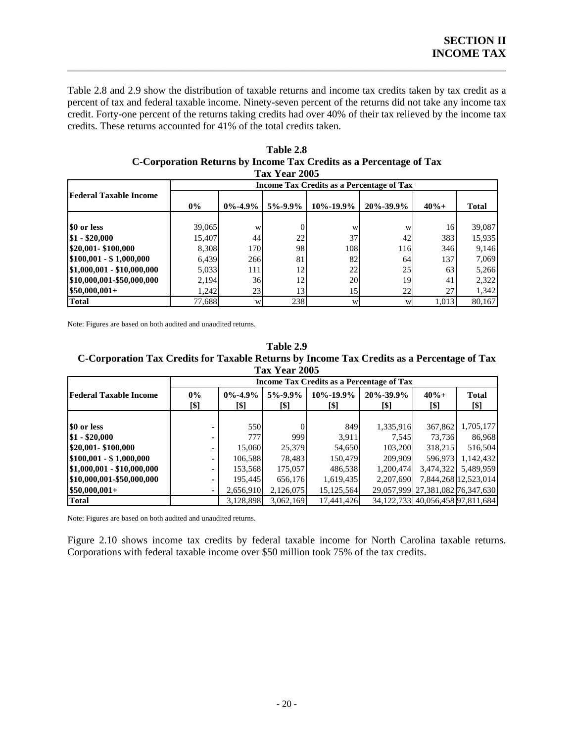Table 2.8 and 2.9 show the distribution of taxable returns and income tax credits taken by tax credit as a percent of tax and federal taxable income. Ninety-seven percent of the returns did not take any income tax credit. Forty-one percent of the returns taking credits had over 40% of their tax relieved by the income tax credits. These returns accounted for 41% of the total credits taken.

**Table 2.8**
**C-Corporation Returns by Income Tax Credits as a Percentage of Tax**
**Tax Year 2005**

| Federal Taxable Income | Income Tax Credits as a Percentage of Tax | | | | | | |
|---|---|---|---|---|---|---|---|
| | 0% | 0%-4.9% | 5%-9.9% | 10%-19.9% | 20%-39.9% | 40%+ | Total |
| $0 or less | 39,065 | w | 0 | w | w | 16 | 39,087 |
| $1 - $20,000 | 15,407 | 44 | 22 | 37 | 42 | 383 | 15,935 |
| $20,001- $100,000 | 8,308 | 170 | 98 | 108 | 116 | 346 | 9,146 |
| $100,001 - $ 1,000,000 | 6,439 | 266 | 81 | 82 | 64 | 137 | 7,069 |
| $1,000,001 - $10,000,000 | 5,033 | 111 | 12 | 22 | 25 | 63 | 5,266 |
| $10,000,001-$50,000,000 | 2,194 | 36 | 12 | 20 | 19 | 41 | 2,322 |
| $50,000,001+ | 1,242 | 23 | 13 | 15 | 22 | 27 | 1,342 |
| **Total** | 77,688 | w | 238 | w | w | 1,013 | 80,167 |

Note: Figures are based on both audited and unaudited returns.

**Table 2.9**
**C-Corporation Tax Credits for Taxable Returns by Income Tax Credits as a Percentage of Tax**
**Tax Year 2005**

| Federal Taxable Income | Income Tax Credits as a Percentage of Tax | | | | | | |
|---|---|---|---|---|---|---|---|
| | 0% [$] | 0%-4.9% [$] | 5%-9.9% [$] | 10%-19.9% [$] | 20%-39.9% [$] | 40%+ [$] | Total [$] |
| $0 or less | - | 550 | 0 | 849 | 1,335,916 | 367,862 | 1,705,177 |
| $1 - $20,000 | - | 777 | 999 | 3,911 | 7,545 | 73,736 | 86,968 |
| $20,001- $100,000 | - | 15,060 | 25,379 | 54,650 | 103,200 | 318,215 | 516,504 |
| $100,001 - $ 1,000,000 | - | 106,588 | 78,483 | 150,479 | 209,909 | 596,973 | 1,142,432 |
| $1,000,001 - $10,000,000 | - | 153,568 | 175,057 | 486,538 | 1,200,474 | 3,474,322 | 5,489,959 |
| $10,000,001-$50,000,000 | - | 195,445 | 656,176 | 1,619,435 | 2,207,690 | 7,844,268 | 12,523,014 |
| $50,000,001+ | - | 2,656,910 | 2,126,075 | 15,125,564 | 29,057,999 | 27,381,082 | 76,347,630 |
| **Total** | | 3,128,898 | 3,062,169 | 17,441,426 | 34,122,733 | 40,056,458 | 97,811,684 |

Note: Figures are based on both audited and unaudited returns.

Figure 2.10 shows income tax credits by federal taxable income for North Carolina taxable returns. Corporations with federal taxable income over $50 million took 75% of the tax credits.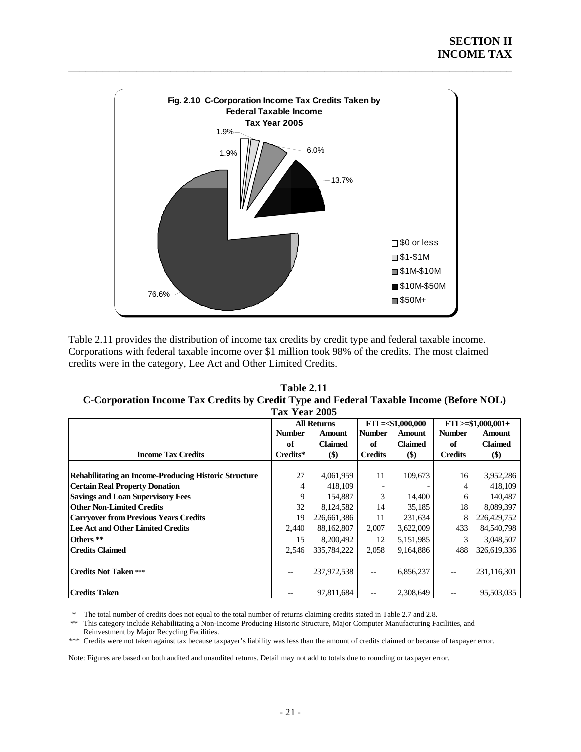**Fig. 2.10 C-Corporation Income Tax Credits Taken by Federal Taxable Income Tax Year 2005**

| Federal Taxable Income | Percent |
|---|---|
| $0 or less | 1.9% |
| $1-$1M | 1.9% |
| $1M-$10M | 6.0% |
| $10M-$50M | 13.7% |
| $50M+ | 76.6% |

Table 2.11 provides the distribution of income tax credits by credit type and federal taxable income. Corporations with federal taxable income over $1 million took 98% of the credits. The most claimed credits were in the category, Lee Act and Other Limited Credits.

**Table 2.11**
**C-Corporation Income Tax Credits by Credit Type and Federal Taxable Income (Before NOL)**
**Tax Year 2005**

| | All Returns | | FTI =<$1,000,000 | | FTI >=$1,000,001+ | |
|---|---|---|---|---|---|---|
| **Income Tax Credits** | **Number of Credits*** | **Amount Claimed ($)** | **Number of Credits** | **Amount Claimed ($)** | **Number of Credits** | **Amount Claimed ($)** |
| **Rehabilitating an Income-Producing Historic Structure** | 27 | 4,061,959 | 11 | 109,673 | 16 | 3,952,286 |
| **Certain Real Property Donation** | 4 | 418,109 | - | - | 4 | 418,109 |
| **Savings and Loan Supervisory Fees** | 9 | 154,887 | 3 | 14,400 | 6 | 140,487 |
| **Other Non-Limited Credits** | 32 | 8,124,582 | 14 | 35,185 | 18 | 8,089,397 |
| **Carryover from Previous Years Credits** | 19 | 226,661,386 | 11 | 231,634 | 8 | 226,429,752 |
| **Lee Act and Other Limited Credits** | 2,440 | 88,162,807 | 2,007 | 3,622,009 | 433 | 84,540,798 |
| **Others **** | 15 | 8,200,492 | 12 | 5,151,985 | 3 | 3,048,507 |
| **Credits Claimed** | 2,546 | 335,784,222 | 2,058 | 9,164,886 | 488 | 326,619,336 |
| **Credits Not Taken ***** | -- | 237,972,538 | -- | 6,856,237 | -- | 231,116,301 |
| **Credits Taken** | -- | 97,811,684 | -- | 2,308,649 | -- | 95,503,035 |

\* The total number of credits does not equal to the total number of returns claiming credits stated in Table 2.7 and 2.8.

\*\* This category include Rehabilitating a Non-Income Producing Historic Structure, Major Computer Manufacturing Facilities, and Reinvestment by Major Recycling Facilities.

\*\*\* Credits were not taken against tax because taxpayer's liability was less than the amount of credits claimed or because of taxpayer error.

Note: Figures are based on both audited and unaudited returns. Detail may not add to totals due to rounding or taxpayer error.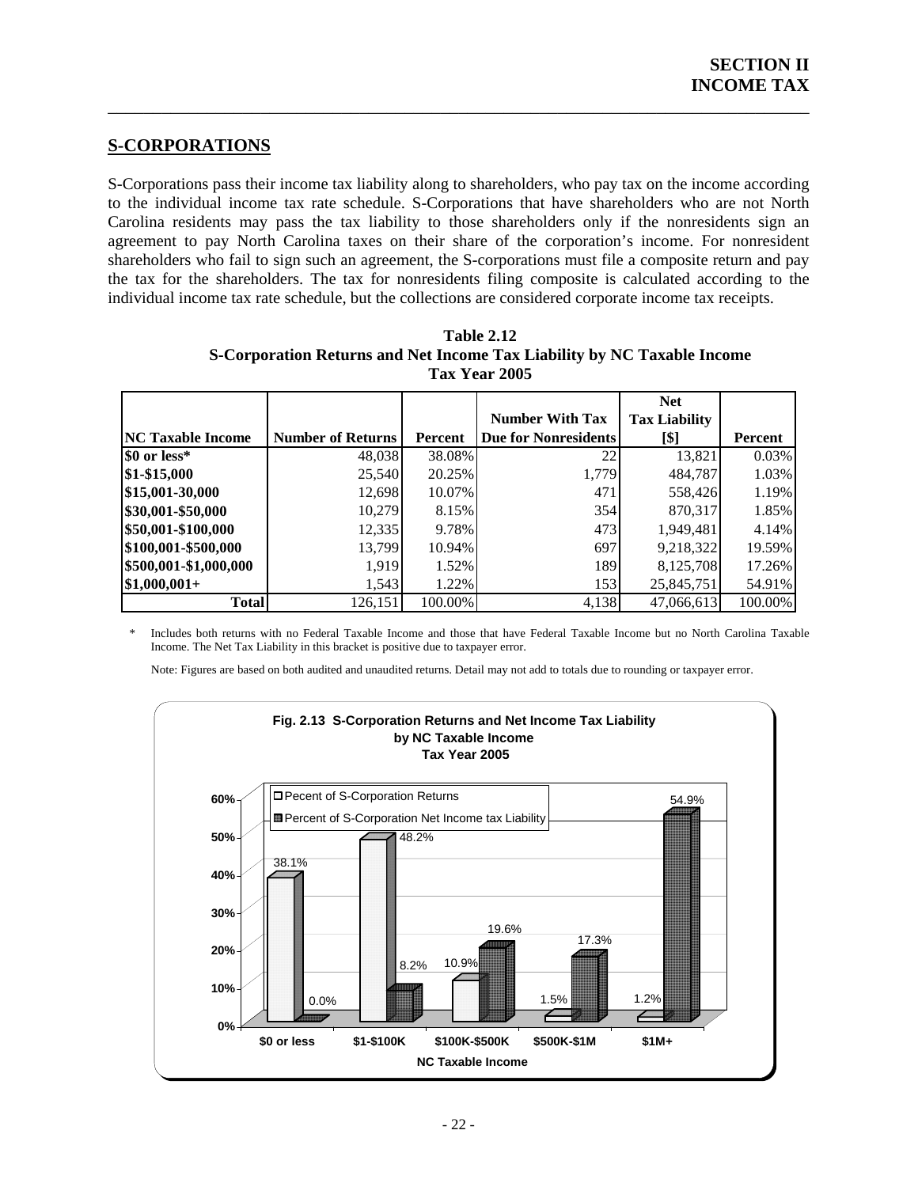## S-CORPORATIONS

S-Corporations pass their income tax liability along to shareholders, who pay tax on the income according to the individual income tax rate schedule. S-Corporations that have shareholders who are not North Carolina residents may pass the tax liability to those shareholders only if the nonresidents sign an agreement to pay North Carolina taxes on their share of the corporation's income. For nonresident shareholders who fail to sign such an agreement, the S-corporations must file a composite return and pay the tax for the shareholders. The tax for nonresidents filing composite is calculated according to the individual income tax rate schedule, but the collections are considered corporate income tax receipts.

**Table 2.12**
**S-Corporation Returns and Net Income Tax Liability by NC Taxable Income**
**Tax Year 2005**

| NC Taxable Income | Number of Returns | Percent | Number With Tax Due for Nonresidents | Net Tax Liability [$] | Percent |
|---|---|---|---|---|---|
| $0 or less* | 48,038 | 38.08% | 22 | 13,821 | 0.03% |
| $1-$15,000 | 25,540 | 20.25% | 1,779 | 484,787 | 1.03% |
| $15,001-30,000 | 12,698 | 10.07% | 471 | 558,426 | 1.19% |
| $30,001-$50,000 | 10,279 | 8.15% | 354 | 870,317 | 1.85% |
| $50,001-$100,000 | 12,335 | 9.78% | 473 | 1,949,481 | 4.14% |
| $100,001-$500,000 | 13,799 | 10.94% | 697 | 9,218,322 | 19.59% |
| $500,001-$1,000,000 | 1,919 | 1.52% | 189 | 8,125,708 | 17.26% |
| $1,000,001+ | 1,543 | 1.22% | 153 | 25,845,751 | 54.91% |
| **Total** | 126,151 | 100.00% | 4,138 | 47,066,613 | 100.00% |

\* Includes both returns with no Federal Taxable Income and those that have Federal Taxable Income but no North Carolina Taxable Income. The Net Tax Liability in this bracket is positive due to taxpayer error.

Note: Figures are based on both audited and unaudited returns. Detail may not add to totals due to rounding or taxpayer error.

**Fig. 2.13 S-Corporation Returns and Net Income Tax Liability by NC Taxable Income Tax Year 2005**

| NC Taxable Income | Pecent of S-Corporation Returns | Percent of S-Corporation Net Income tax Liability |
|---|---|---|
| $0 or less | 38.1% | 0.0% |
| $1-$100K | 48.2% | 8.2% |
| $100K-$500K | 10.9% | 19.6% |
| $500K-$1M | 1.5% | 17.3% |
| $1M+ | 1.2% | 54.9% |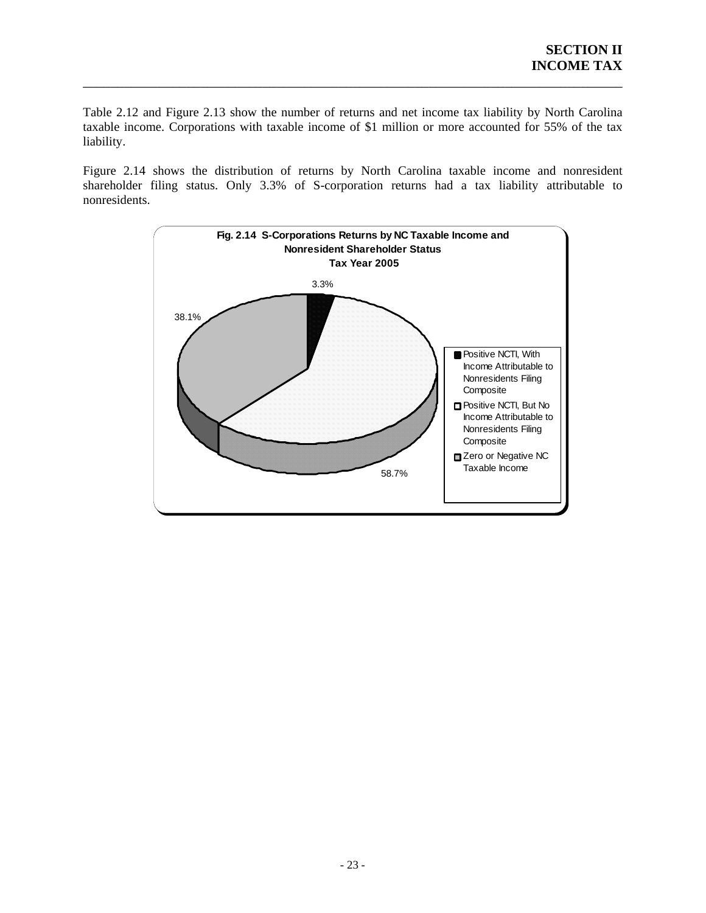Table 2.12 and Figure 2.13 show the number of returns and net income tax liability by North Carolina taxable income. Corporations with taxable income of $1 million or more accounted for 55% of the tax liability.

Figure 2.14 shows the distribution of returns by North Carolina taxable income and nonresident shareholder filing status. Only 3.3% of S-corporation returns had a tax liability attributable to nonresidents.

**Fig. 2.14 S-Corporations Returns by NC Taxable Income and Nonresident Shareholder Status**
**Tax Year 2005**

| Category | Percent |
|---|---|
| Positive NCTI, With Income Attributable to Nonresidents Filing Composite | 3.3% |
| Positive NCTI, But No Income Attributable to Nonresidents Filing Composite | 58.7% |
| Zero or Negative NC Taxable Income | 38.1% |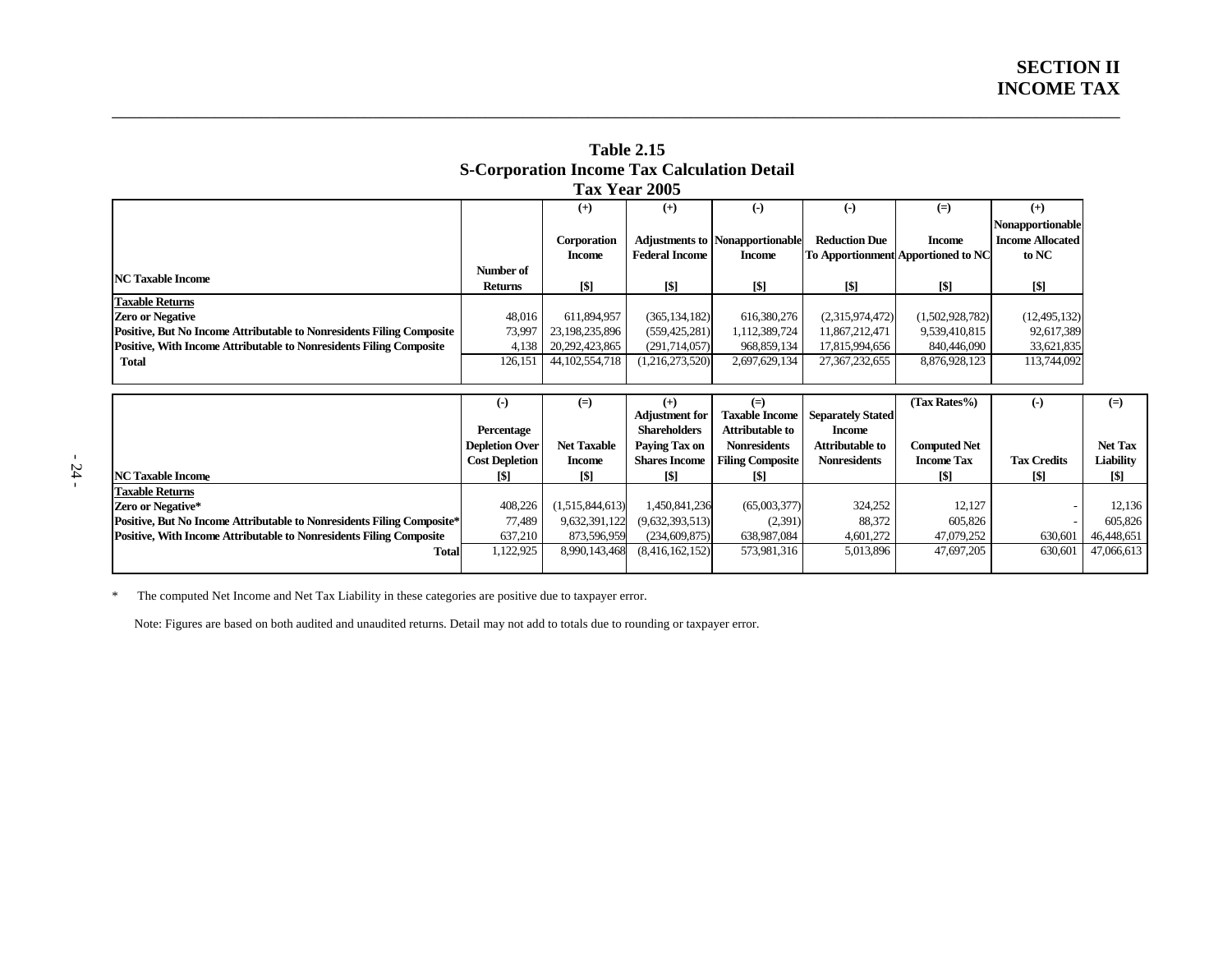# SECTION II
# INCOME TAX

## Table 2.15
## S-Corporation Income Tax Calculation Detail
## Tax Year 2005

| NC Taxable Income | Number of Returns | (+) Corporation Income [$] | (+) Adjustments to Federal Income [$] | (-) Nonapportionable Income [$] | (-) Reduction Due To Apportionment [$] | (=) Income Apportioned to NC [$] | (+) Nonapportionable Income Allocated to NC [$] |
|---|---|---|---|---|---|---|---|
| **Taxable Returns** | | | | | | | |
| **Zero or Negative** | 48,016 | 611,894,957 | (365,134,182) | 616,380,276 | (2,315,974,472) | (1,502,928,782) | (12,495,132) |
| **Positive, But No Income Attributable to Nonresidents Filing Composite** | 73,997 | 23,198,235,896 | (559,425,281) | 1,112,389,724 | 11,867,212,471 | 9,539,410,815 | 92,617,389 |
| **Positive, With Income Attributable to Nonresidents Filing Composite** | 4,138 | 20,292,423,865 | (291,714,057) | 968,859,134 | 17,815,994,656 | 840,446,090 | 33,621,835 |
| **Total** | 126,151 | 44,102,554,718 | (1,216,273,520) | 2,697,629,134 | 27,367,232,655 | 8,876,928,123 | 113,744,092 |

| NC Taxable Income | (-) Percentage Depletion Over Cost Depletion [$] | (=) Net Taxable Income [$] | (+) Adjustment for Shareholders Paying Tax on Shares Income [$] | (=) Taxable Income Attributable to Nonresidents Filing Composite [$] | Separately Stated Income Attributable to Nonresidents | (Tax Rates%) Computed Net Income Tax [$] | (-) Tax Credits [$] | (=) Net Tax Liability [$] |
|---|---|---|---|---|---|---|---|---|
| **Taxable Returns** | | | | | | | | |
| **Zero or Negative*** | 408,226 | (1,515,844,613) | 1,450,841,236 | (65,003,377) | 324,252 | 12,127 | - | 12,136 |
| **Positive, But No Income Attributable to Nonresidents Filing Composite*** | 77,489 | 9,632,391,122 | (9,632,393,513) | (2,391) | 88,372 | 605,826 | - | 605,826 |
| **Positive, With Income Attributable to Nonresidents Filing Composite** | 637,210 | 873,596,959 | (234,609,875) | 638,987,084 | 4,601,272 | 47,079,252 | 630,601 | 46,448,651 |
| **Total** | 1,122,925 | 8,990,143,468 | (8,416,162,152) | 573,981,316 | 5,013,896 | 47,697,205 | 630,601 | 47,066,613 |

\* The computed Net Income and Net Tax Liability in these categories are positive due to taxpayer error.

Note: Figures are based on both audited and unaudited returns. Detail may not add to totals due to rounding or taxpayer error.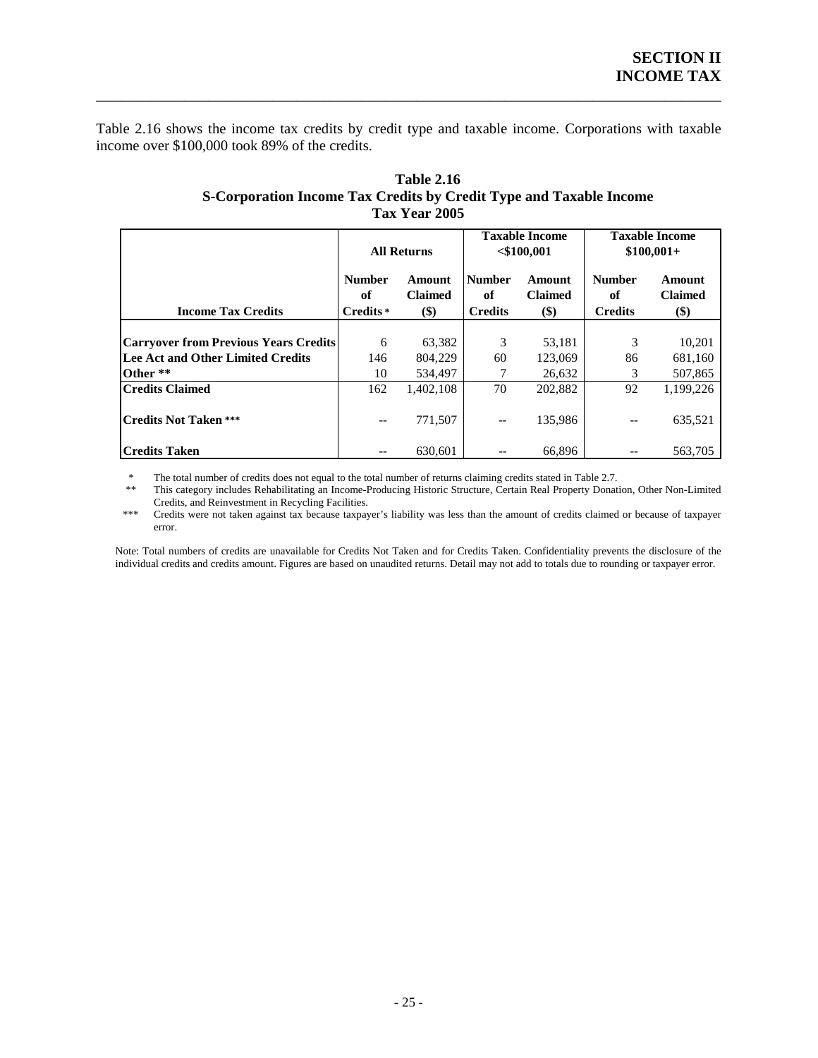Table 2.16 shows the income tax credits by credit type and taxable income. Corporations with taxable income over $100,000 took 89% of the credits.

**Table 2.16**
**S-Corporation Income Tax Credits by Credit Type and Taxable Income**
**Tax Year 2005**

| Income Tax Credits | All Returns | | Taxable Income <$100,001 | | Taxable Income $100,001+ | |
|---|---|---|---|---|---|---|
| | Number of Credits * | Amount Claimed ($) | Number of Credits | Amount Claimed ($) | Number of Credits | Amount Claimed ($) |
| **Carryover from Previous Years Credits** | 6 | 63,382 | 3 | 53,181 | 3 | 10,201 |
| **Lee Act and Other Limited Credits** | 146 | 804,229 | 60 | 123,069 | 86 | 681,160 |
| **Other \*\*** | 10 | 534,497 | 7 | 26,632 | 3 | 507,865 |
| **Credits Claimed** | 162 | 1,402,108 | 70 | 202,882 | 92 | 1,199,226 |
| **Credits Not Taken \*\*\*** | -- | 771,507 | -- | 135,986 | -- | 635,521 |
| **Credits Taken** | -- | 630,601 | -- | 66,896 | -- | 563,705 |

\* The total number of credits does not equal to the total number of returns claiming credits stated in Table 2.7.

\*\* This category includes Rehabilitating an Income-Producing Historic Structure, Certain Real Property Donation, Other Non-Limited Credits, and Reinvestment in Recycling Facilities.

\*\*\* Credits were not taken against tax because taxpayer's liability was less than the amount of credits claimed or because of taxpayer error.

Note: Total numbers of credits are unavailable for Credits Not Taken and for Credits Taken. Confidentiality prevents the disclosure of the individual credits and credits amount. Figures are based on unaudited returns. Detail may not add to totals due to rounding or taxpayer error.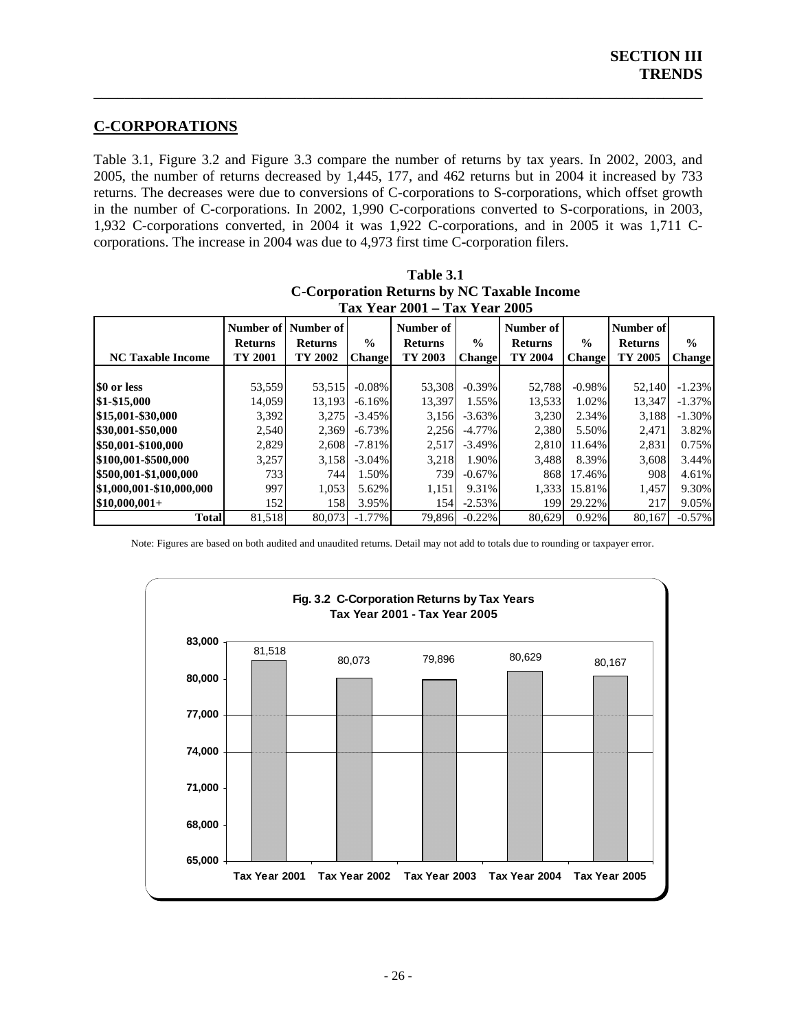## C-CORPORATIONS

Table 3.1, Figure 3.2 and Figure 3.3 compare the number of returns by tax years. In 2002, 2003, and 2005, the number of returns decreased by 1,445, 177, and 462 returns but in 2004 it increased by 733 returns. The decreases were due to conversions of C-corporations to S-corporations, which offset growth in the number of C-corporations. In 2002, 1,990 C-corporations converted to S-corporations, in 2003, 1,932 C-corporations converted, in 2004 it was 1,922 C-corporations, and in 2005 it was 1,711 C-corporations. The increase in 2004 was due to 4,973 first time C-corporation filers.

**Table 3.1**
**C-Corporation Returns by NC Taxable Income**
**Tax Year 2001 – Tax Year 2005**

| NC Taxable Income | Number of Returns TY 2001 | Number of Returns TY 2002 | % Change | Number of Returns TY 2003 | % Change | Number of Returns TY 2004 | % Change | Number of Returns TY 2005 | % Change |
|---|---|---|---|---|---|---|---|---|---|
| $0 or less | 53,559 | 53,515 | -0.08% | 53,308 | -0.39% | 52,788 | -0.98% | 52,140 | -1.23% |
| $1-$15,000 | 14,059 | 13,193 | -6.16% | 13,397 | 1.55% | 13,533 | 1.02% | 13,347 | -1.37% |
| $15,001-$30,000 | 3,392 | 3,275 | -3.45% | 3,156 | -3.63% | 3,230 | 2.34% | 3,188 | -1.30% |
| $30,001-$50,000 | 2,540 | 2,369 | -6.73% | 2,256 | -4.77% | 2,380 | 5.50% | 2,471 | 3.82% |
| $50,001-$100,000 | 2,829 | 2,608 | -7.81% | 2,517 | -3.49% | 2,810 | 11.64% | 2,831 | 0.75% |
| $100,001-$500,000 | 3,257 | 3,158 | -3.04% | 3,218 | 1.90% | 3,488 | 8.39% | 3,608 | 3.44% |
| $500,001-$1,000,000 | 733 | 744 | 1.50% | 739 | -0.67% | 868 | 17.46% | 908 | 4.61% |
| $1,000,001-$10,000,000 | 997 | 1,053 | 5.62% | 1,151 | 9.31% | 1,333 | 15.81% | 1,457 | 9.30% |
| $10,000,001+ | 152 | 158 | 3.95% | 154 | -2.53% | 199 | 29.22% | 217 | 9.05% |
| **Total** | 81,518 | 80,073 | -1.77% | 79,896 | -0.22% | 80,629 | 0.92% | 80,167 | -0.57% |

Note: Figures are based on both audited and unaudited returns. Detail may not add to totals due to rounding or taxpayer error.

**Fig. 3.2 C-Corporation Returns by Tax Years**
**Tax Year 2001 - Tax Year 2005**

| Tax Year | Returns |
|---|---|
| Tax Year 2001 | 81,518 |
| Tax Year 2002 | 80,073 |
| Tax Year 2003 | 79,896 |
| Tax Year 2004 | 80,629 |
| Tax Year 2005 | 80,167 |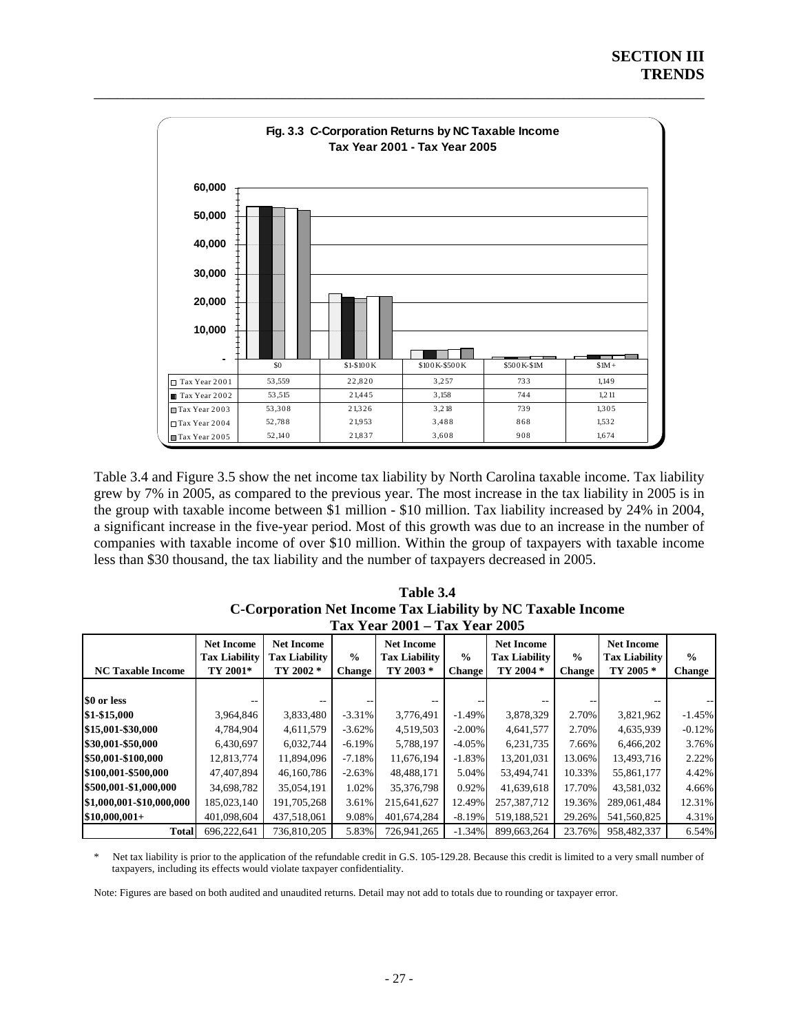**Fig. 3.3 C-Corporation Returns by NC Taxable Income**
**Tax Year 2001 - Tax Year 2005**

| | $0 | $1-$100K | $100K-$500K | $500K-$1M | $1M+ |
|---|---|---|---|---|---|
| Tax Year 2001 | 53,559 | 22,820 | 3,257 | 733 | 1,149 |
| Tax Year 2002 | 53,515 | 21,445 | 3,158 | 744 | 1,211 |
| Tax Year 2003 | 53,308 | 21,326 | 3,218 | 739 | 1,305 |
| Tax Year 2004 | 52,788 | 21,953 | 3,488 | 868 | 1,532 |
| Tax Year 2005 | 52,140 | 21,837 | 3,608 | 908 | 1,674 |

Table 3.4 and Figure 3.5 show the net income tax liability by North Carolina taxable income. Tax liability grew by 7% in 2005, as compared to the previous year. The most increase in the tax liability in 2005 is in the group with taxable income between $1 million - $10 million. Tax liability increased by 24% in 2004, a significant increase in the five-year period. Most of this growth was due to an increase in the number of companies with taxable income of over $10 million. Within the group of taxpayers with taxable income less than $30 thousand, the tax liability and the number of taxpayers decreased in 2005.

**Table 3.4**
**C-Corporation Net Income Tax Liability by NC Taxable Income**
**Tax Year 2001 – Tax Year 2005**

| NC Taxable Income | Net Income Tax Liability TY 2001* | Net Income Tax Liability TY 2002 * | % Change | Net Income Tax Liability TY 2003 * | % Change | Net Income Tax Liability TY 2004 * | % Change | Net Income Tax Liability TY 2005 * | % Change |
|---|---|---|---|---|---|---|---|---|---|
| **$0 or less** | -- | -- | -- | -- | -- | -- | -- | -- | -- |
| **$1-$15,000** | 3,964,846 | 3,833,480 | -3.31% | 3,776,491 | -1.49% | 3,878,329 | 2.70% | 3,821,962 | -1.45% |
| **$15,001-$30,000** | 4,784,904 | 4,611,579 | -3.62% | 4,519,503 | -2.00% | 4,641,577 | 2.70% | 4,635,939 | -0.12% |
| **$30,001-$50,000** | 6,430,697 | 6,032,744 | -6.19% | 5,788,197 | -4.05% | 6,231,735 | 7.66% | 6,466,202 | 3.76% |
| **$50,001-$100,000** | 12,813,774 | 11,894,096 | -7.18% | 11,676,194 | -1.83% | 13,201,031 | 13.06% | 13,493,716 | 2.22% |
| **$100,001-$500,000** | 47,407,894 | 46,160,786 | -2.63% | 48,488,171 | 5.04% | 53,494,741 | 10.33% | 55,861,177 | 4.42% |
| **$500,001-$1,000,000** | 34,698,782 | 35,054,191 | 1.02% | 35,376,798 | 0.92% | 41,639,618 | 17.70% | 43,581,032 | 4.66% |
| **$1,000,001-$10,000,000** | 185,023,140 | 191,705,268 | 3.61% | 215,641,627 | 12.49% | 257,387,712 | 19.36% | 289,061,484 | 12.31% |
| **$10,000,001+** | 401,098,604 | 437,518,061 | 9.08% | 401,674,284 | -8.19% | 519,188,521 | 29.26% | 541,560,825 | 4.31% |
| **Total** | 696,222,641 | 736,810,205 | 5.83% | 726,941,265 | -1.34% | 899,663,264 | 23.76% | 958,482,337 | 6.54% |

\* Net tax liability is prior to the application of the refundable credit in G.S. 105-129.28. Because this credit is limited to a very small number of taxpayers, including its effects would violate taxpayer confidentiality.

Note: Figures are based on both audited and unaudited returns. Detail may not add to totals due to rounding or taxpayer error.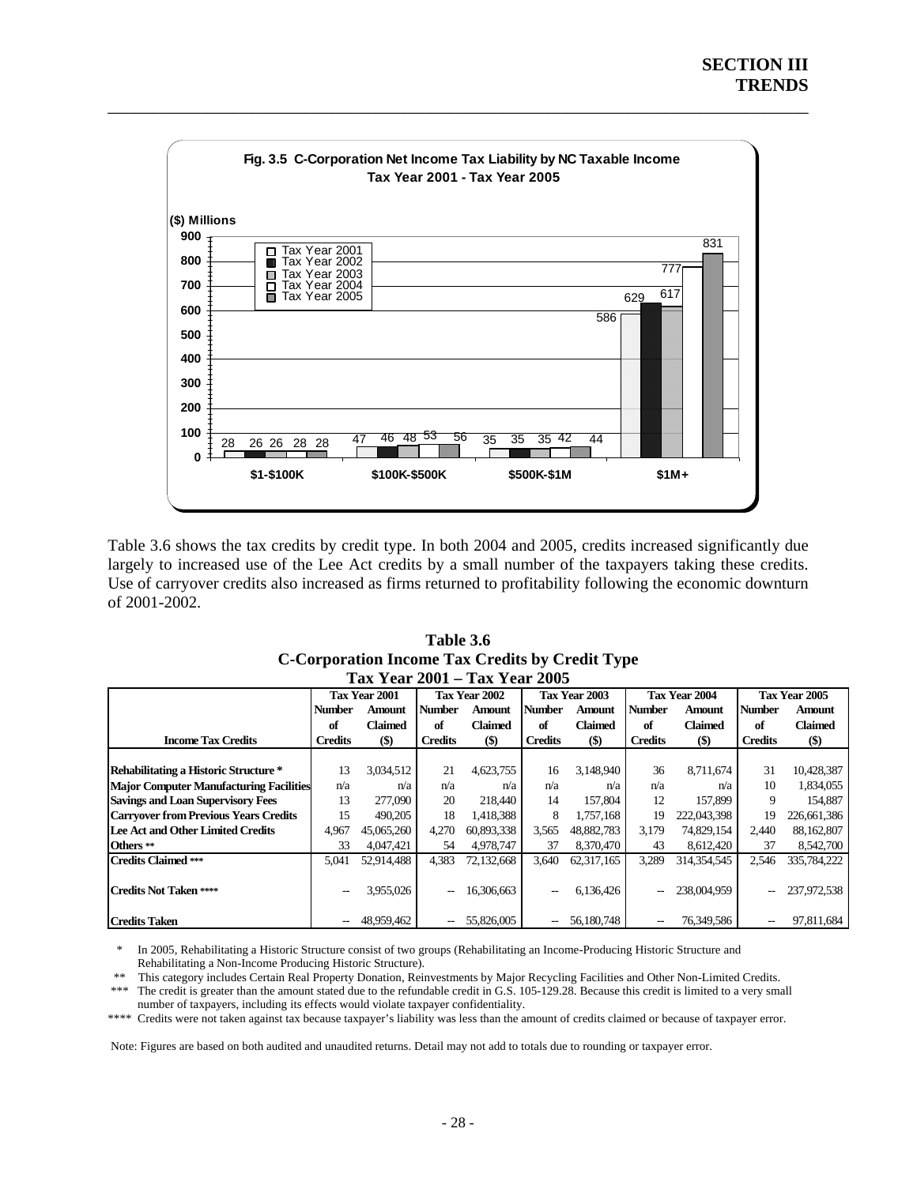## SECTION III
## TRENDS

**Fig. 3.5 C-Corporation Net Income Tax Liability by NC Taxable Income**
**Tax Year 2001 - Tax Year 2005**

| ($) Millions | Tax Year 2001 | Tax Year 2002 | Tax Year 2003 | Tax Year 2004 | Tax Year 2005 |
|---|---|---|---|---|---|
| $1-$100K | 28 | 26 | 26 | 28 | 28 |
| $100K-$500K | 47 | 46 | 48 | 53 | 56 |
| $500K-$1M | 35 | 35 | 35 | 42 | 44 |
| $1M+ | 586 | 629 | 617 | 777 | 831 |

Table 3.6 shows the tax credits by credit type. In both 2004 and 2005, credits increased significantly due largely to increased use of the Lee Act credits by a small number of the taxpayers taking these credits. Use of carryover credits also increased as firms returned to profitability following the economic downturn of 2001-2002.

**Table 3.6**
**C-Corporation Income Tax Credits by Credit Type**
**Tax Year 2001 – Tax Year 2005**

| | Tax Year 2001 | | Tax Year 2002 | | Tax Year 2003 | | Tax Year 2004 | | Tax Year 2005 | |
|---|---|---|---|---|---|---|---|---|---|---|
| Income Tax Credits | Number of Credits | Amount Claimed ($) | Number of Credits | Amount Claimed ($) | Number of Credits | Amount Claimed ($) | Number of Credits | Amount Claimed ($) | Number of Credits | Amount Claimed ($) |
| **Rehabilitating a Historic Structure *** | 13 | 3,034,512 | 21 | 4,623,755 | 16 | 3,148,940 | 36 | 8,711,674 | 31 | 10,428,387 |
| **Major Computer Manufacturing Facilities** | n/a | n/a | n/a | n/a | n/a | n/a | n/a | n/a | 10 | 1,834,055 |
| **Savings and Loan Supervisory Fees** | 13 | 277,090 | 20 | 218,440 | 14 | 157,804 | 12 | 157,899 | 9 | 154,887 |
| **Carryover from Previous Years Credits** | 15 | 490,205 | 18 | 1,418,388 | 8 | 1,757,168 | 19 | 222,043,398 | 19 | 226,661,386 |
| **Lee Act and Other Limited Credits** | 4,967 | 45,065,260 | 4,270 | 60,893,338 | 3,565 | 48,882,783 | 3,179 | 74,829,154 | 2,440 | 88,162,807 |
| **Others **** | 33 | 4,047,421 | 54 | 4,978,747 | 37 | 8,370,470 | 43 | 8,612,420 | 37 | 8,542,700 |
| **Credits Claimed ***** | 5,041 | 52,914,488 | 4,383 | 72,132,668 | 3,640 | 62,317,165 | 3,289 | 314,354,545 | 2,546 | 335,784,222 |
| **Credits Not Taken ******| -- | 3,955,026 | -- | 16,306,663 | -- | 6,136,426 | -- | 238,004,959 | -- | 237,972,538 |
| **Credits Taken** | -- | 48,959,462 | -- | 55,826,005 | -- | 56,180,748 | -- | 76,349,586 | -- | 97,811,684 |

\* In 2005, Rehabilitating a Historic Structure consist of two groups (Rehabilitating an Income-Producing Historic Structure and Rehabilitating a Non-Income Producing Historic Structure).

** This category includes Certain Real Property Donation, Reinvestments by Major Recycling Facilities and Other Non-Limited Credits.

*** The credit is greater than the amount stated due to the refundable credit in G.S. 105-129.28. Because this credit is limited to a very small number of taxpayers, including its effects would violate taxpayer confidentiality.

**** Credits were not taken against tax because taxpayer's liability was less than the amount of credits claimed or because of taxpayer error.

Note: Figures are based on both audited and unaudited returns. Detail may not add to totals due to rounding or taxpayer error.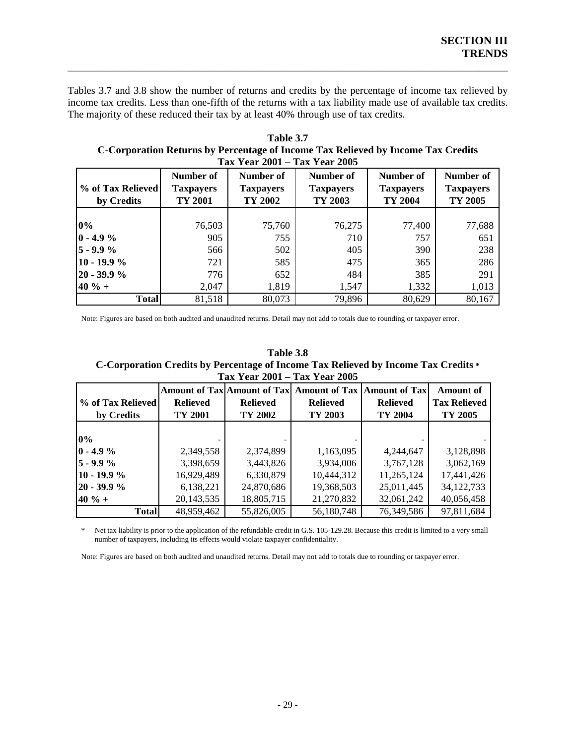Tables 3.7 and 3.8 show the number of returns and credits by the percentage of income tax relieved by income tax credits. Less than one-fifth of the returns with a tax liability made use of available tax credits. The majority of these reduced their tax by at least 40% through use of tax credits.

**Table 3.7**
**C-Corporation Returns by Percentage of Income Tax Relieved by Income Tax Credits**
**Tax Year 2001 – Tax Year 2005**

| % of Tax Relieved by Credits | Number of Taxpayers TY 2001 | Number of Taxpayers TY 2002 | Number of Taxpayers TY 2003 | Number of Taxpayers TY 2004 | Number of Taxpayers TY 2005 |
|---|---|---|---|---|---|
| **0%** | 76,503 | 75,760 | 76,275 | 77,400 | 77,688 |
| **0 - 4.9 %** | 905 | 755 | 710 | 757 | 651 |
| **5 - 9.9 %** | 566 | 502 | 405 | 390 | 238 |
| **10 - 19.9 %** | 721 | 585 | 475 | 365 | 286 |
| **20 - 39.9 %** | 776 | 652 | 484 | 385 | 291 |
| **40 % +** | 2,047 | 1,819 | 1,547 | 1,332 | 1,013 |
| **Total** | 81,518 | 80,073 | 79,896 | 80,629 | 80,167 |

Note: Figures are based on both audited and unaudited returns. Detail may not add to totals due to rounding or taxpayer error.

**Table 3.8**
**C-Corporation Credits by Percentage of Income Tax Relieved by Income Tax Credits ***
**Tax Year 2001 – Tax Year 2005**

| % of Tax Relieved by Credits | Amount of Tax Relieved TY 2001 | Amount of Tax Relieved TY 2002 | Amount of Tax Relieved TY 2003 | Amount of Tax Relieved TY 2004 | Amount of Tax Relieved TY 2005 |
|---|---|---|---|---|---|
| **0%** | - | - | - | - | - |
| **0 - 4.9 %** | 2,349,558 | 2,374,899 | 1,163,095 | 4,244,647 | 3,128,898 |
| **5 - 9.9 %** | 3,398,659 | 3,443,826 | 3,934,006 | 3,767,128 | 3,062,169 |
| **10 - 19.9 %** | 16,929,489 | 6,330,879 | 10,444,312 | 11,265,124 | 17,441,426 |
| **20 - 39.9 %** | 6,138,221 | 24,870,686 | 19,368,503 | 25,011,445 | 34,122,733 |
| **40 % +** | 20,143,535 | 18,805,715 | 21,270,832 | 32,061,242 | 40,056,458 |
| **Total** | 48,959,462 | 55,826,005 | 56,180,748 | 76,349,586 | 97,811,684 |

\* Net tax liability is prior to the application of the refundable credit in G.S. 105-129.28. Because this credit is limited to a very small number of taxpayers, including its effects would violate taxpayer confidentiality.

Note: Figures are based on both audited and unaudited returns. Detail may not add to totals due to rounding or taxpayer error.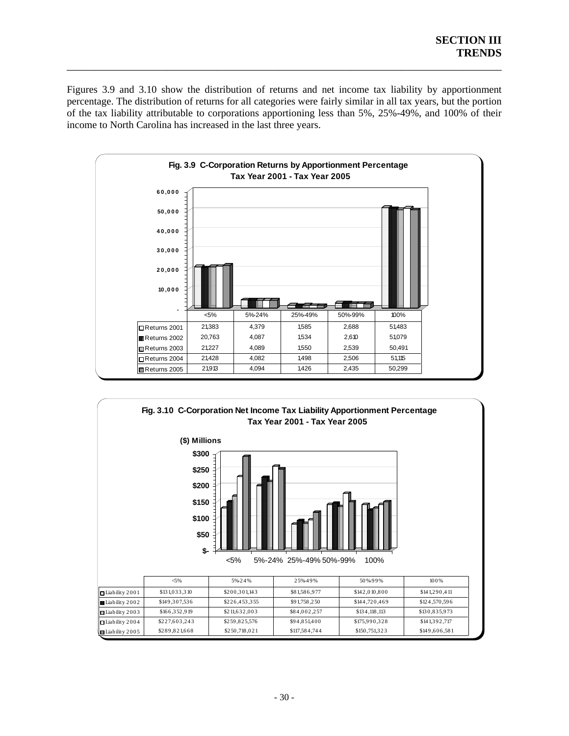Figures 3.9 and 3.10 show the distribution of returns and net income tax liability by apportionment percentage. The distribution of returns for all categories were fairly similar in all tax years, but the portion of the tax liability attributable to corporations apportioning less than 5%, 25%-49%, and 100% of their income to North Carolina has increased in the last three years.

**Fig. 3.9 C-Corporation Returns by Apportionment Percentage**
**Tax Year 2001 - Tax Year 2005**

| | <5% | 5%-24% | 25%-49% | 50%-99% | 100% |
|---|---|---|---|---|---|
| Returns 2001 | 21,383 | 4,379 | 1,585 | 2,688 | 51,483 |
| Returns 2002 | 20,763 | 4,087 | 1,534 | 2,610 | 51,079 |
| Returns 2003 | 21,227 | 4,089 | 1,550 | 2,539 | 50,491 |
| Returns 2004 | 21,428 | 4,082 | 1,498 | 2,506 | 51,115 |
| Returns 2005 | 21,913 | 4,094 | 1,426 | 2,435 | 50,299 |

**Fig. 3.10 C-Corporation Net Income Tax Liability Apportionment Percentage**
**Tax Year 2001 - Tax Year 2005**

($) Millions

| | <5% | 5%-24% | 25%-49% | 50%-99% | 100% |
|---|---|---|---|---|---|
| Liability 2001 | $131,033,310 | $200,301,143 | $81,586,977 | $142,010,800 | $141,290,411 |
| Liability 2002 | $149,307,536 | $226,453,355 | $91,758,250 | $144,720,469 | $124,570,596 |
| Liability 2003 | $166,352,919 | $211,632,003 | $84,002,257 | $134,118,113 | $130,835,973 |
| Liability 2004 | $227,603,243 | $259,825,576 | $94,851,400 | $175,990,328 | $141,392,717 |
| Liability 2005 | $289,821,668 | $250,718,021 | $117,584,744 | $150,751,323 | $149,606,581 |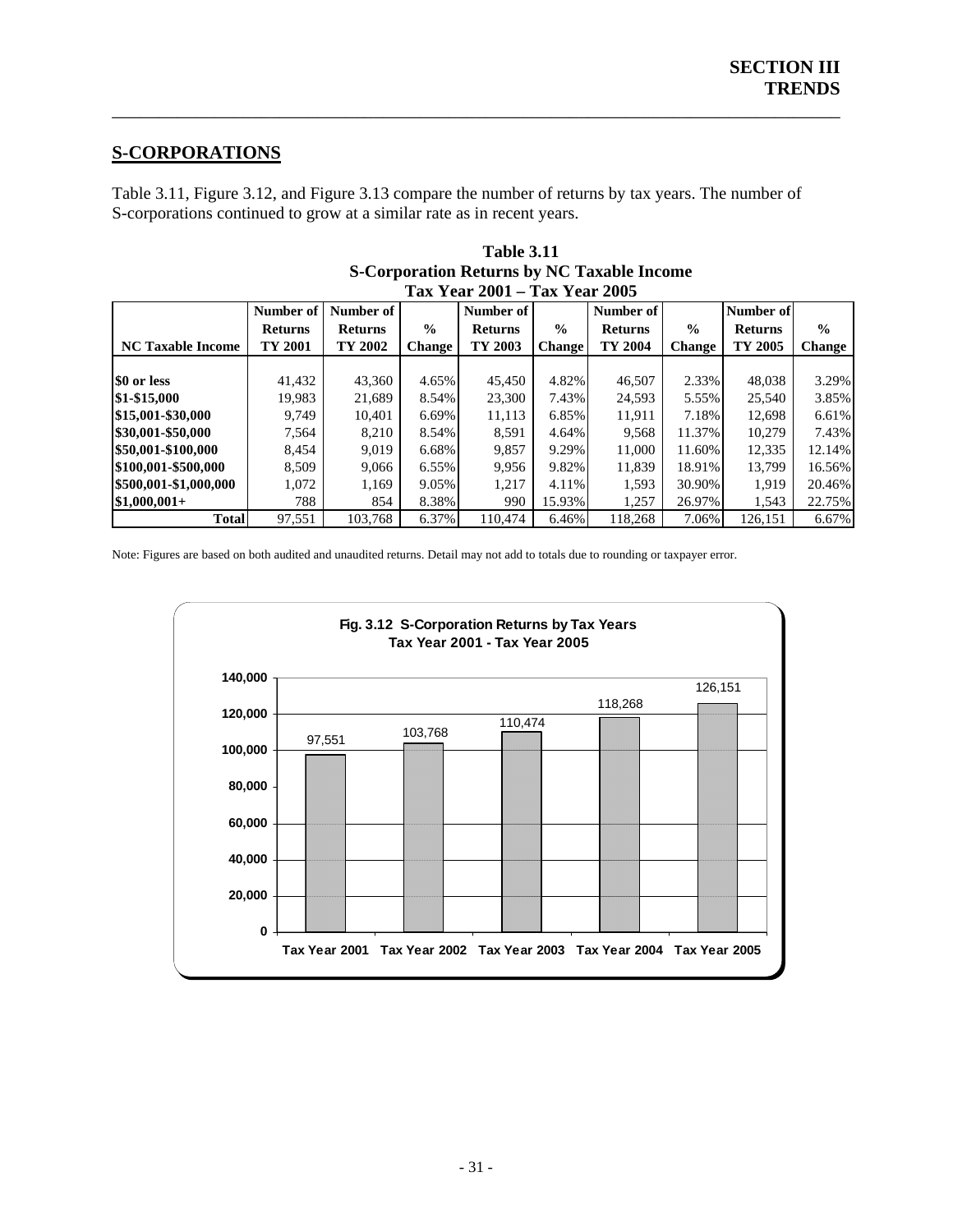## S-CORPORATIONS

Table 3.11, Figure 3.12, and Figure 3.13 compare the number of returns by tax years. The number of S-corporations continued to grow at a similar rate as in recent years.

**Table 3.11**
**S-Corporation Returns by NC Taxable Income**
**Tax Year 2001 – Tax Year 2005**

| NC Taxable Income | Number of Returns TY 2001 | Number of Returns TY 2002 | % Change | Number of Returns TY 2003 | % Change | Number of Returns TY 2004 | % Change | Number of Returns TY 2005 | % Change |
|---|---|---|---|---|---|---|---|---|---|
| $0 or less | 41,432 | 43,360 | 4.65% | 45,450 | 4.82% | 46,507 | 2.33% | 48,038 | 3.29% |
| $1-$15,000 | 19,983 | 21,689 | 8.54% | 23,300 | 7.43% | 24,593 | 5.55% | 25,540 | 3.85% |
| $15,001-$30,000 | 9,749 | 10,401 | 6.69% | 11,113 | 6.85% | 11,911 | 7.18% | 12,698 | 6.61% |
| $30,001-$50,000 | 7,564 | 8,210 | 8.54% | 8,591 | 4.64% | 9,568 | 11.37% | 10,279 | 7.43% |
| $50,001-$100,000 | 8,454 | 9,019 | 6.68% | 9,857 | 9.29% | 11,000 | 11.60% | 12,335 | 12.14% |
| $100,001-$500,000 | 8,509 | 9,066 | 6.55% | 9,956 | 9.82% | 11,839 | 18.91% | 13,799 | 16.56% |
| $500,001-$1,000,000 | 1,072 | 1,169 | 9.05% | 1,217 | 4.11% | 1,593 | 30.90% | 1,919 | 20.46% |
| $1,000,001+ | 788 | 854 | 8.38% | 990 | 15.93% | 1,257 | 26.97% | 1,543 | 22.75% |
| **Total** | 97,551 | 103,768 | 6.37% | 110,474 | 6.46% | 118,268 | 7.06% | 126,151 | 6.67% |

Note: Figures are based on both audited and unaudited returns. Detail may not add to totals due to rounding or taxpayer error.

**Fig. 3.12 S-Corporation Returns by Tax Years**
**Tax Year 2001 - Tax Year 2005**

| Tax Year | Returns |
|---|---|
| Tax Year 2001 | 97,551 |
| Tax Year 2002 | 103,768 |
| Tax Year 2003 | 110,474 |
| Tax Year 2004 | 118,268 |
| Tax Year 2005 | 126,151 |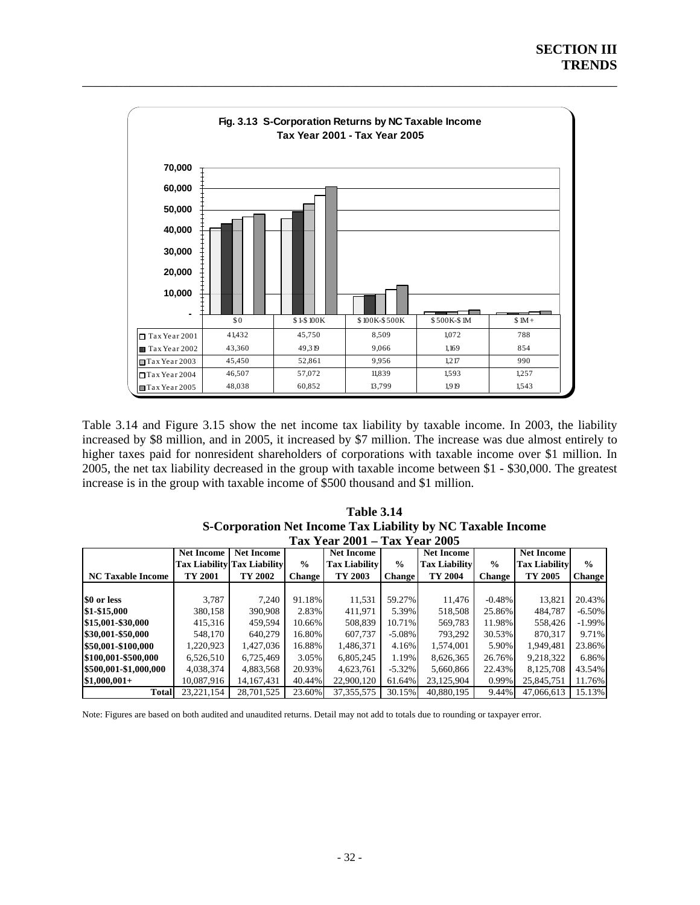# SECTION III
# TRENDS

**Fig. 3.13 S-Corporation Returns by NC Taxable Income**
**Tax Year 2001 - Tax Year 2005**

| | $0 | $1-$100K | $100K-$500K | $500K-$1M | $1M+ |
|---|---|---|---|---|---|
| Tax Year 2001 | 41,432 | 45,750 | 8,509 | 1,072 | 788 |
| Tax Year 2002 | 43,360 | 49,319 | 9,066 | 1,169 | 854 |
| Tax Year 2003 | 45,450 | 52,861 | 9,956 | 1,217 | 990 |
| Tax Year 2004 | 46,507 | 57,072 | 11,839 | 1,593 | 1,257 |
| Tax Year 2005 | 48,038 | 60,852 | 13,799 | 1,919 | 1,543 |

Table 3.14 and Figure 3.15 show the net income tax liability by taxable income. In 2003, the liability increased by $8 million, and in 2005, it increased by $7 million. The increase was due almost entirely to higher taxes paid for nonresident shareholders of corporations with taxable income over $1 million. In 2005, the net tax liability decreased in the group with taxable income between $1 - $30,000. The greatest increase is in the group with taxable income of $500 thousand and $1 million.

**Table 3.14**
**S-Corporation Net Income Tax Liability by NC Taxable Income**
**Tax Year 2001 – Tax Year 2005**

| NC Taxable Income | Net Income Tax Liability TY 2001 | Net Income Tax Liability TY 2002 | % Change | Net Income Tax Liability TY 2003 | % Change | Net Income Tax Liability TY 2004 | % Change | Net Income Tax Liability TY 2005 | % Change |
|---|---|---|---|---|---|---|---|---|---|
| **$0 or less** | 3,787 | 7,240 | 91.18% | 11,531 | 59.27% | 11,476 | -0.48% | 13,821 | 20.43% |
| **$1-$15,000** | 380,158 | 390,908 | 2.83% | 411,971 | 5.39% | 518,508 | 25.86% | 484,787 | -6.50% |
| **$15,001-$30,000** | 415,316 | 459,594 | 10.66% | 508,839 | 10.71% | 569,783 | 11.98% | 558,426 | -1.99% |
| **$30,001-$50,000** | 548,170 | 640,279 | 16.80% | 607,737 | -5.08% | 793,292 | 30.53% | 870,317 | 9.71% |
| **$50,001-$100,000** | 1,220,923 | 1,427,036 | 16.88% | 1,486,371 | 4.16% | 1,574,001 | 5.90% | 1,949,481 | 23.86% |
| **$100,001-$500,000** | 6,526,510 | 6,725,469 | 3.05% | 6,805,245 | 1.19% | 8,626,365 | 26.76% | 9,218,322 | 6.86% |
| **$500,001-$1,000,000** | 4,038,374 | 4,883,568 | 20.93% | 4,623,761 | -5.32% | 5,660,866 | 22.43% | 8,125,708 | 43.54% |
| **$1,000,001+** | 10,087,916 | 14,167,431 | 40.44% | 22,900,120 | 61.64% | 23,125,904 | 0.99% | 25,845,751 | 11.76% |
| **Total** | 23,221,154 | 28,701,525 | 23.60% | 37,355,575 | 30.15% | 40,880,195 | 9.44% | 47,066,613 | 15.13% |

Note: Figures are based on both audited and unaudited returns. Detail may not add to totals due to rounding or taxpayer error.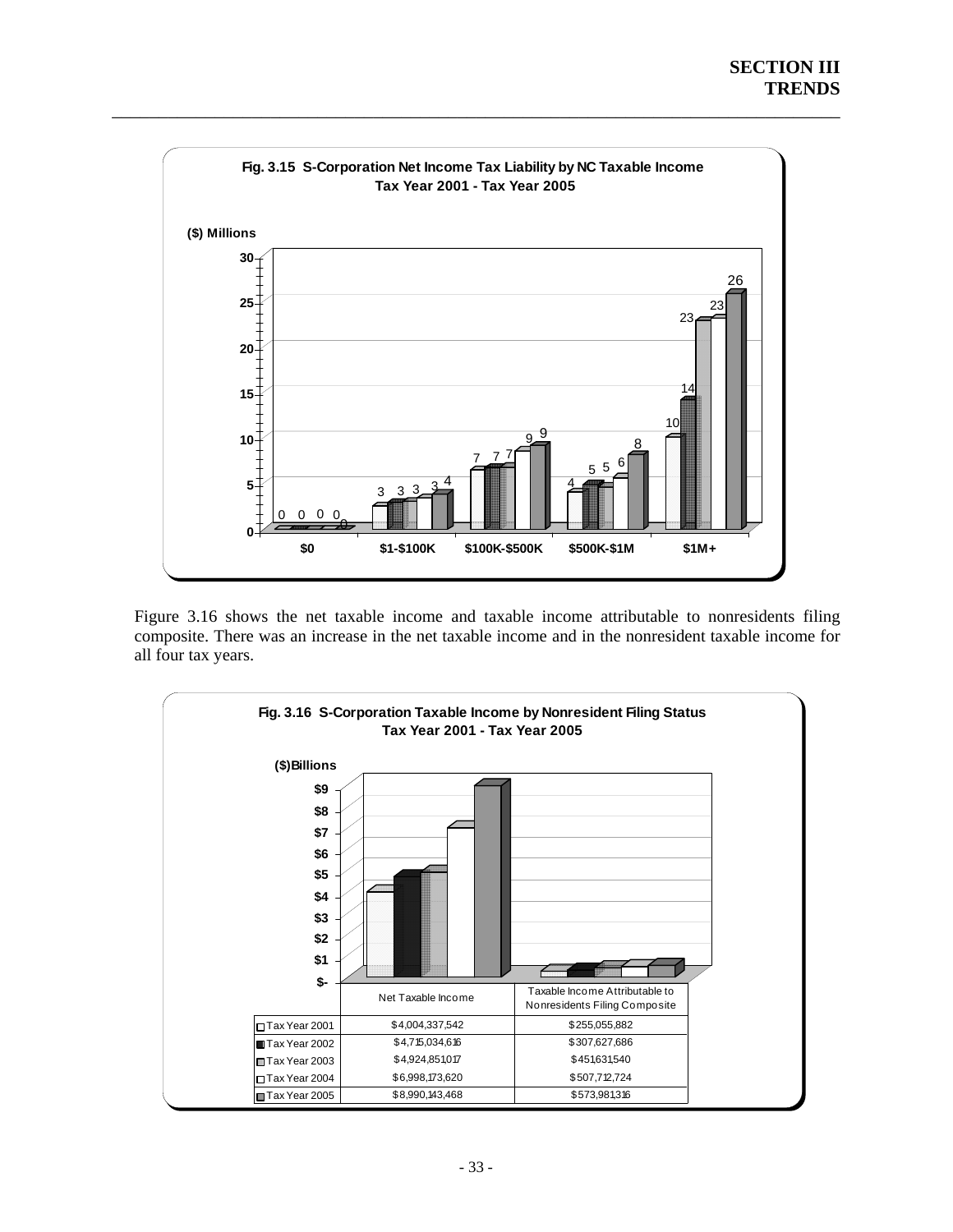**Fig. 3.15 S-Corporation Net Income Tax Liability by NC Taxable Income**
**Tax Year 2001 - Tax Year 2005**

($) Millions

| | $0 | $1-$100K | $100K-$500K | $500K-$1M | $1M+ |
|---|---|---|---|---|---|
| Tax Year 2001 | 0 | 3 | 7 | 4 | 10 |
| Tax Year 2002 | 0 | 3 | 7 | 5 | 14 |
| Tax Year 2003 | 0 | 3 | 7 | 5 | 23 |
| Tax Year 2004 | 0 | 3 | 9 | 6 | 23 |
| Tax Year 2005 | 0 | 4 | 9 | 8 | 26 |

Figure 3.16 shows the net taxable income and taxable income attributable to nonresidents filing composite. There was an increase in the net taxable income and in the nonresident taxable income for all four tax years.

**Fig. 3.16 S-Corporation Taxable Income by Nonresident Filing Status**
**Tax Year 2001 - Tax Year 2005**

($)Billions

| | Net Taxable Income | Taxable Income Attributable to Nonresidents Filing Composite |
|---|---|---|
| Tax Year 2001 | $4,004,337,542 | $255,055,882 |
| Tax Year 2002 | $4,715,034,616 | $307,627,686 |
| Tax Year 2003 | $4,924,851,017 | $451,631,540 |
| Tax Year 2004 | $6,998,173,620 | $507,712,724 |
| Tax Year 2005 | $8,990,143,468 | $573,981,316 |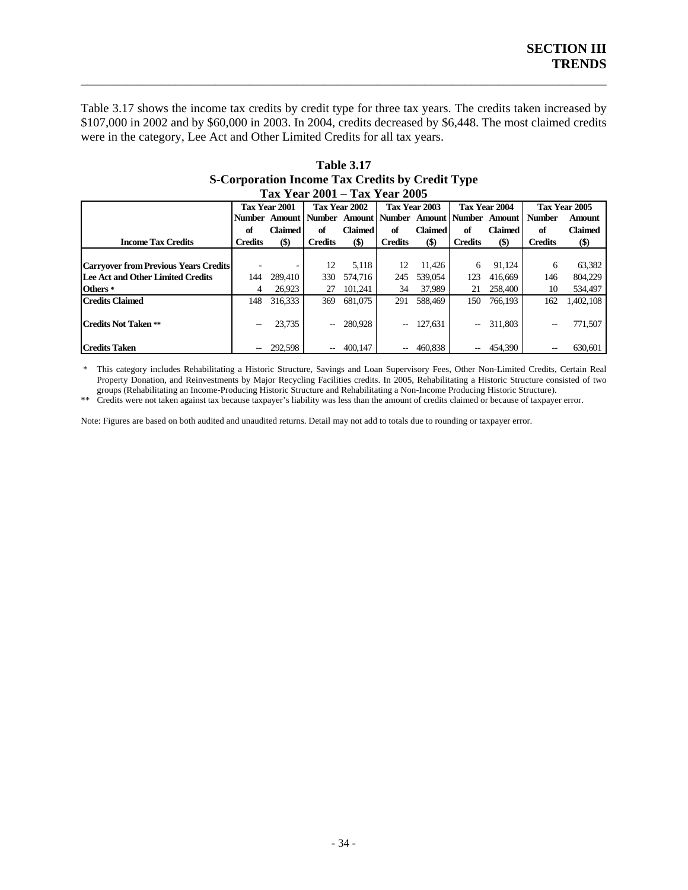Table 3.17 shows the income tax credits by credit type for three tax years. The credits taken increased by $107,000 in 2002 and by $60,000 in 2003. In 2004, credits decreased by $6,448. The most claimed credits were in the category, Lee Act and Other Limited Credits for all tax years.

**Table 3.17**
**S-Corporation Income Tax Credits by Credit Type**
**Tax Year 2001 – Tax Year 2005**

| Income Tax Credits | Tax Year 2001 | | Tax Year 2002 | | Tax Year 2003 | | Tax Year 2004 | | Tax Year 2005 | |
|---|---|---|---|---|---|---|---|---|---|---|
| | Number of Credits | Amount Claimed ($) | Number of Credits | Amount Claimed ($) | Number of Credits | Amount Claimed ($) | Number of Credits | Amount Claimed ($) | Number of Credits | Amount Claimed ($) |
| **Carryover from Previous Years Credits** | - | - | 12 | 5,118 | 12 | 11,426 | 6 | 91,124 | 6 | 63,382 |
| **Lee Act and Other Limited Credits** | 144 | 289,410 | 330 | 574,716 | 245 | 539,054 | 123 | 416,669 | 146 | 804,229 |
| **Others** * | 4 | 26,923 | 27 | 101,241 | 34 | 37,989 | 21 | 258,400 | 10 | 534,497 |
| **Credits Claimed** | 148 | 316,333 | 369 | 681,075 | 291 | 588,469 | 150 | 766,193 | 162 | 1,402,108 |
| **Credits Not Taken** ** | -- | 23,735 | -- | 280,928 | -- | 127,631 | -- | 311,803 | -- | 771,507 |
| **Credits Taken** | -- | 292,598 | -- | 400,147 | -- | 460,838 | -- | 454,390 | -- | 630,601 |

\* This category includes Rehabilitating a Historic Structure, Savings and Loan Supervisory Fees, Other Non-Limited Credits, Certain Real Property Donation, and Reinvestments by Major Recycling Facilities credits. In 2005, Rehabilitating a Historic Structure consisted of two groups (Rehabilitating an Income-Producing Historic Structure and Rehabilitating a Non-Income Producing Historic Structure).

\** Credits were not taken against tax because taxpayer's liability was less than the amount of credits claimed or because of taxpayer error.

Note: Figures are based on both audited and unaudited returns. Detail may not add to totals due to rounding or taxpayer error.